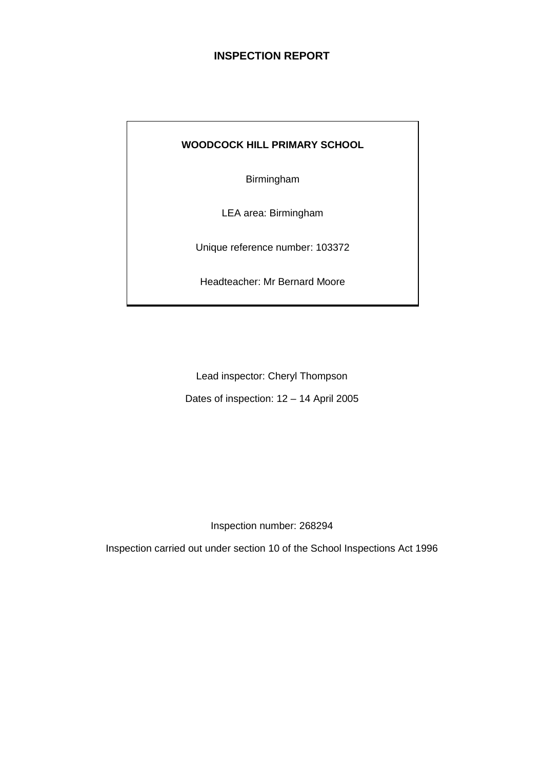# INSPECTION REPORT

**WOODCOCK HILL PRIMARY SCHOOL**

Birmingham

LEA area: Birmingham

Unique reference number: 103372

Headteacher: Mr Bernard Moore

Lead inspector: Cheryl Thompson

Dates of inspection: 12 – 14 April 2005

Inspection number: 268294

Inspection carried out under section 10 of the School Inspections Act 1996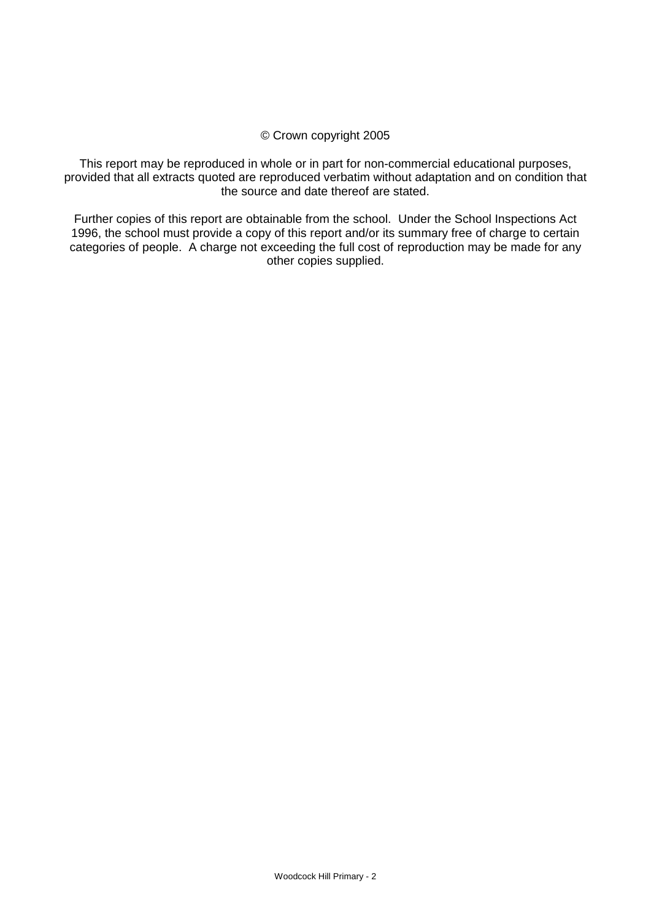© Crown copyright 2005

This report may be reproduced in whole or in part for non-commercial educational purposes, provided that all extracts quoted are reproduced verbatim without adaptation and on condition that the source and date thereof are stated.

Further copies of this report are obtainable from the school. Under the School Inspections Act 1996, the school must provide a copy of this report and/or its summary free of charge to certain categories of people. A charge not exceeding the full cost of reproduction may be made for any other copies supplied.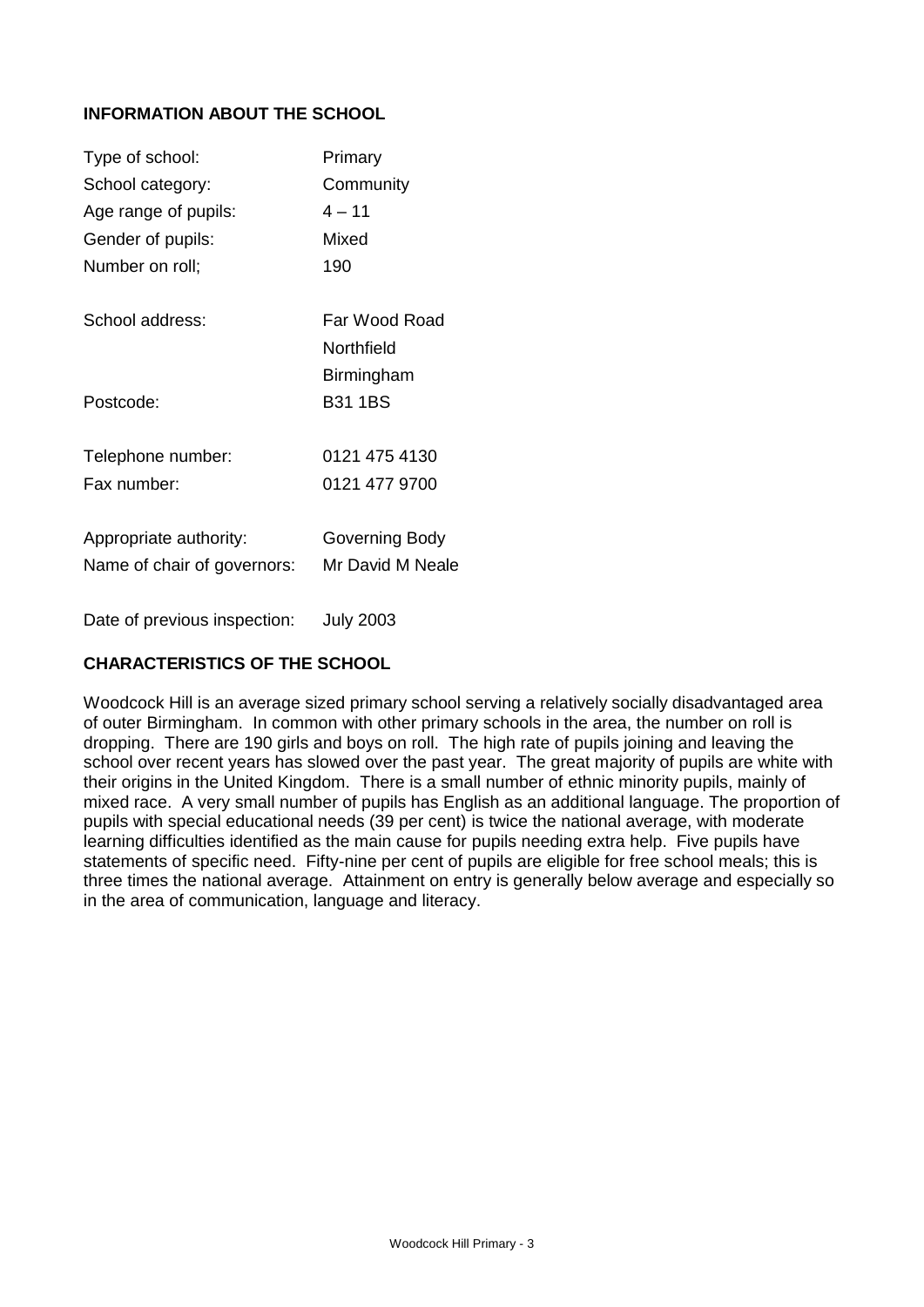## INFORMATION ABOUT THE SCHOOL

| | |
|---|---|
| Type of school: | Primary |
| School category: | Community |
| Age range of pupils: | 4 – 11 |
| Gender of pupils: | Mixed |
| Number on roll; | 190 |
| School address: | Far Wood Road<br>Northfield<br>Birmingham |
| Postcode: | B31 1BS |
| Telephone number: | 0121 475 4130 |
| Fax number: | 0121 477 9700 |
| Appropriate authority: | Governing Body |
| Name of chair of governors: | Mr David M Neale |
| Date of previous inspection: | July 2003 |

## CHARACTERISTICS OF THE SCHOOL

Woodcock Hill is an average sized primary school serving a relatively socially disadvantaged area of outer Birmingham. In common with other primary schools in the area, the number on roll is dropping. There are 190 girls and boys on roll. The high rate of pupils joining and leaving the school over recent years has slowed over the past year. The great majority of pupils are white with their origins in the United Kingdom. There is a small number of ethnic minority pupils, mainly of mixed race. A very small number of pupils has English as an additional language. The proportion of pupils with special educational needs (39 per cent) is twice the national average, with moderate learning difficulties identified as the main cause for pupils needing extra help. Five pupils have statements of specific need. Fifty-nine per cent of pupils are eligible for free school meals; this is three times the national average. Attainment on entry is generally below average and especially so in the area of communication, language and literacy.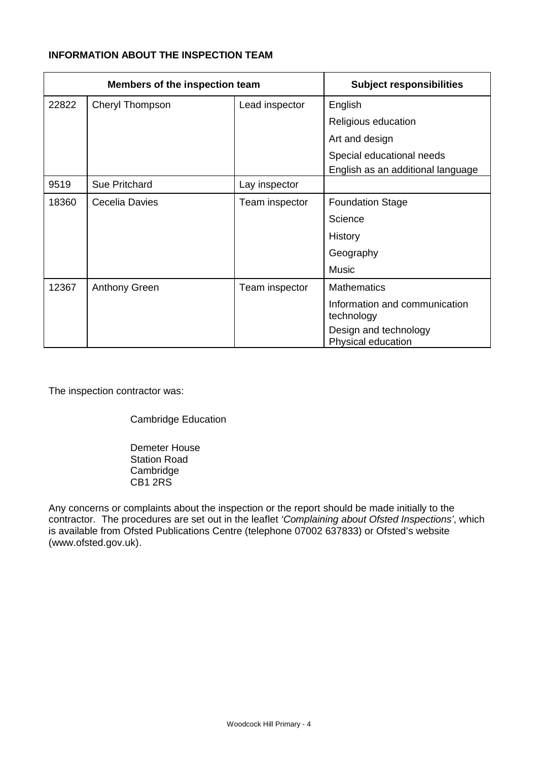**INFORMATION ABOUT THE INSPECTION TEAM**

| Members of the inspection team | | | Subject responsibilities |
|---|---|---|---|
| 22822 | Cheryl Thompson | Lead inspector | English |
| | | | Religious education |
| | | | Art and design |
| | | | Special educational needs |
| | | | English as an additional language |
| 9519 | Sue Pritchard | Lay inspector | |
| 18360 | Cecelia Davies | Team inspector | Foundation Stage |
| | | | Science |
| | | | History |
| | | | Geography |
| | | | Music |
| 12367 | Anthony Green | Team inspector | Mathematics |
| | | | Information and communication technology |
| | | | Design and technology |
| | | | Physical education |

The inspection contractor was:

Cambridge Education

Demeter House
Station Road
Cambridge
CB1 2RS

Any concerns or complaints about the inspection or the report should be made initially to the contractor. The procedures are set out in the leaflet *'Complaining about Ofsted Inspections'*, which is available from Ofsted Publications Centre (telephone 07002 637833) or Ofsted's website (www.ofsted.gov.uk).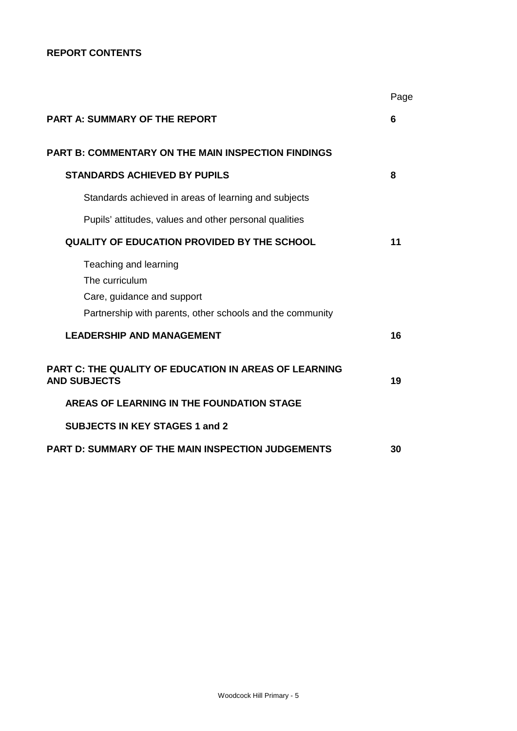**REPORT CONTENTS**

| | Page |
|---|---|
| **PART A: SUMMARY OF THE REPORT** | **6** |
| **PART B: COMMENTARY ON THE MAIN INSPECTION FINDINGS** | |
| **STANDARDS ACHIEVED BY PUPILS** | **8** |
| Standards achieved in areas of learning and subjects | |
| Pupils' attitudes, values and other personal qualities | |
| **QUALITY OF EDUCATION PROVIDED BY THE SCHOOL** | **11** |
| Teaching and learning<br>The curriculum<br>Care, guidance and support<br>Partnership with parents, other schools and the community | |
| **LEADERSHIP AND MANAGEMENT** | **16** |
| **PART C: THE QUALITY OF EDUCATION IN AREAS OF LEARNING AND SUBJECTS** | **19** |
| **AREAS OF LEARNING IN THE FOUNDATION STAGE** | |
| **SUBJECTS IN KEY STAGES 1 and 2** | |
| **PART D: SUMMARY OF THE MAIN INSPECTION JUDGEMENTS** | **30** |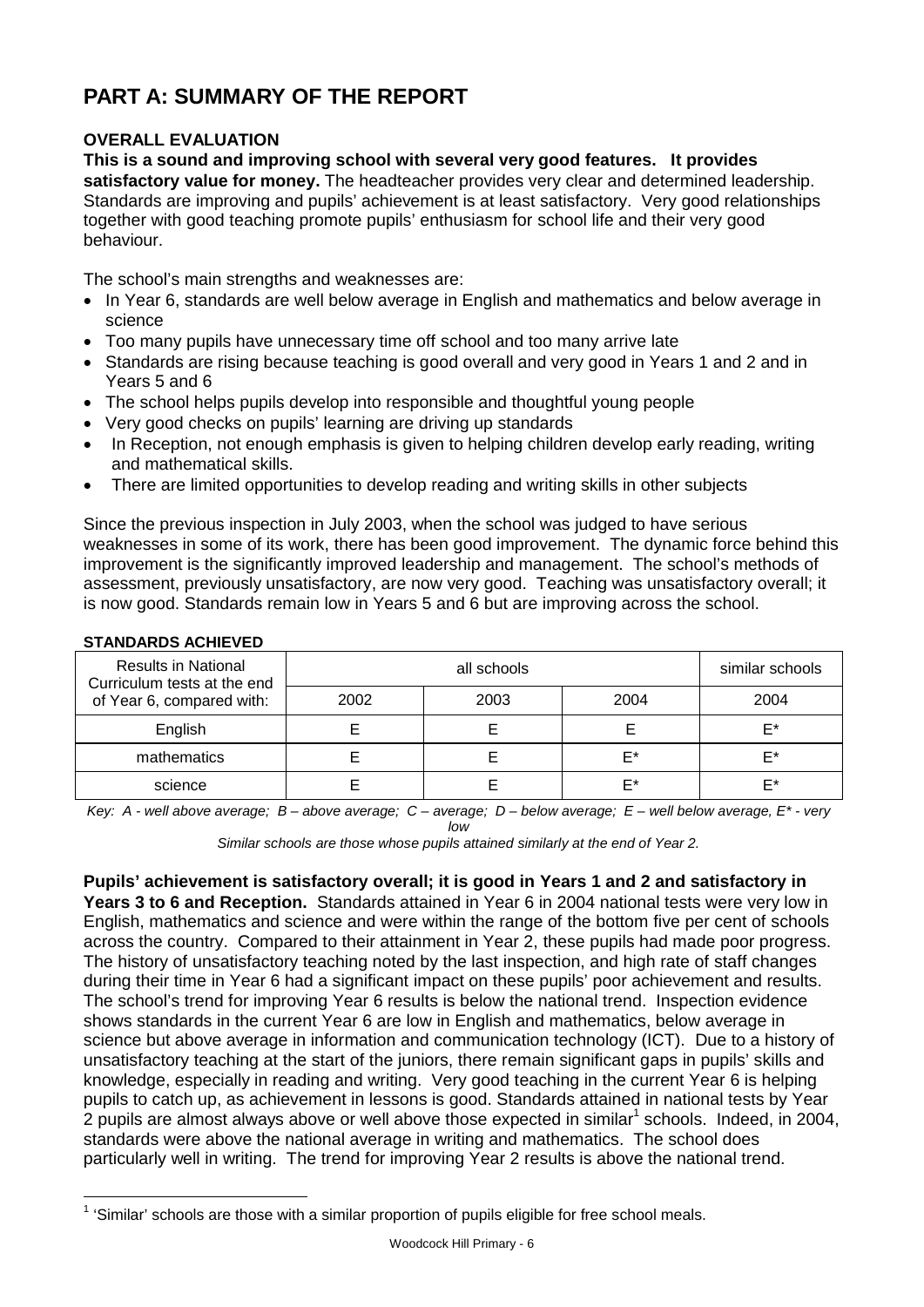# PART A: SUMMARY OF THE REPORT

**OVERALL EVALUATION**

**This is a sound and improving school with several very good features. It provides satisfactory value for money.** The headteacher provides very clear and determined leadership. Standards are improving and pupils' achievement is at least satisfactory. Very good relationships together with good teaching promote pupils' enthusiasm for school life and their very good behaviour.

The school's main strengths and weaknesses are:

- In Year 6, standards are well below average in English and mathematics and below average in science
- Too many pupils have unnecessary time off school and too many arrive late
- Standards are rising because teaching is good overall and very good in Years 1 and 2 and in Years 5 and 6
- The school helps pupils develop into responsible and thoughtful young people
- Very good checks on pupils' learning are driving up standards
- In Reception, not enough emphasis is given to helping children develop early reading, writing and mathematical skills.
- There are limited opportunities to develop reading and writing skills in other subjects

Since the previous inspection in July 2003, when the school was judged to have serious weaknesses in some of its work, there has been good improvement. The dynamic force behind this improvement is the significantly improved leadership and management. The school's methods of assessment, previously unsatisfactory, are now very good. Teaching was unsatisfactory overall; it is now good. Standards remain low in Years 5 and 6 but are improving across the school.

**STANDARDS ACHIEVED**

| Results in National Curriculum tests at the end of Year 6, compared with: | all schools | | | similar schools |
|---|---|---|---|---|
| | 2002 | 2003 | 2004 | 2004 |
| English | E | E | E | E* |
| mathematics | E | E | E* | E* |
| science | E | E | E* | E* |

*Key: A - well above average; B – above average; C – average; D – below average; E – well below average, E* - very low*

*Similar schools are those whose pupils attained similarly at the end of Year 2.*

**Pupils' achievement is satisfactory overall; it is good in Years 1 and 2 and satisfactory in Years 3 to 6 and Reception.** Standards attained in Year 6 in 2004 national tests were very low in English, mathematics and science and were within the range of the bottom five per cent of schools across the country. Compared to their attainment in Year 2, these pupils had made poor progress. The history of unsatisfactory teaching noted by the last inspection, and high rate of staff changes during their time in Year 6 had a significant impact on these pupils' poor achievement and results. The school's trend for improving Year 6 results is below the national trend. Inspection evidence shows standards in the current Year 6 are low in English and mathematics, below average in science but above average in information and communication technology (ICT). Due to a history of unsatisfactory teaching at the start of the juniors, there remain significant gaps in pupils' skills and knowledge, especially in reading and writing. Very good teaching in the current Year 6 is helping pupils to catch up, as achievement in lessons is good. Standards attained in national tests by Year 2 pupils are almost always above or well above those expected in similar[1] schools. Indeed, in 2004, standards were above the national average in writing and mathematics. The school does particularly well in writing. The trend for improving Year 2 results is above the national trend.

[1] 'Similar' schools are those with a similar proportion of pupils eligible for free school meals.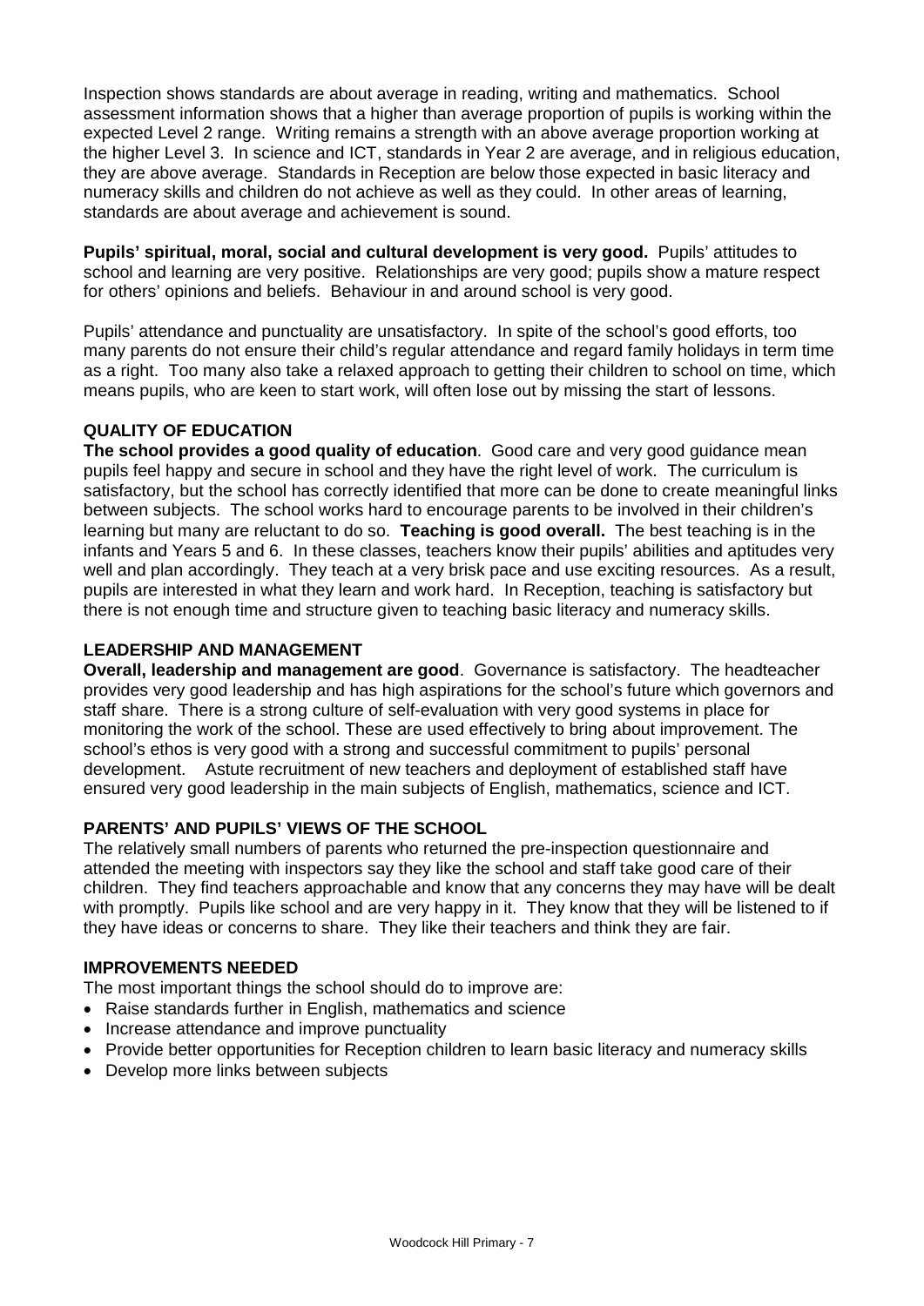Inspection shows standards are about average in reading, writing and mathematics. School assessment information shows that a higher than average proportion of pupils is working within the expected Level 2 range. Writing remains a strength with an above average proportion working at the higher Level 3. In science and ICT, standards in Year 2 are average, and in religious education, they are above average. Standards in Reception are below those expected in basic literacy and numeracy skills and children do not achieve as well as they could. In other areas of learning, standards are about average and achievement is sound.

**Pupils' spiritual, moral, social and cultural development is very good.** Pupils' attitudes to school and learning are very positive. Relationships are very good; pupils show a mature respect for others' opinions and beliefs. Behaviour in and around school is very good.

Pupils' attendance and punctuality are unsatisfactory. In spite of the school's good efforts, too many parents do not ensure their child's regular attendance and regard family holidays in term time as a right. Too many also take a relaxed approach to getting their children to school on time, which means pupils, who are keen to start work, will often lose out by missing the start of lessons.

## QUALITY OF EDUCATION

**The school provides a good quality of education**. Good care and very good guidance mean pupils feel happy and secure in school and they have the right level of work. The curriculum is satisfactory, but the school has correctly identified that more can be done to create meaningful links between subjects. The school works hard to encourage parents to be involved in their children's learning but many are reluctant to do so. **Teaching is good overall.** The best teaching is in the infants and Years 5 and 6. In these classes, teachers know their pupils' abilities and aptitudes very well and plan accordingly. They teach at a very brisk pace and use exciting resources. As a result, pupils are interested in what they learn and work hard. In Reception, teaching is satisfactory but there is not enough time and structure given to teaching basic literacy and numeracy skills.

## LEADERSHIP AND MANAGEMENT

**Overall, leadership and management are good**. Governance is satisfactory. The headteacher provides very good leadership and has high aspirations for the school's future which governors and staff share. There is a strong culture of self-evaluation with very good systems in place for monitoring the work of the school. These are used effectively to bring about improvement. The school's ethos is very good with a strong and successful commitment to pupils' personal development. Astute recruitment of new teachers and deployment of established staff have ensured very good leadership in the main subjects of English, mathematics, science and ICT.

## PARENTS' AND PUPILS' VIEWS OF THE SCHOOL

The relatively small numbers of parents who returned the pre-inspection questionnaire and attended the meeting with inspectors say they like the school and staff take good care of their children. They find teachers approachable and know that any concerns they may have will be dealt with promptly. Pupils like school and are very happy in it. They know that they will be listened to if they have ideas or concerns to share. They like their teachers and think they are fair.

## IMPROVEMENTS NEEDED

The most important things the school should do to improve are:

- Raise standards further in English, mathematics and science
- Increase attendance and improve punctuality
- Provide better opportunities for Reception children to learn basic literacy and numeracy skills
- Develop more links between subjects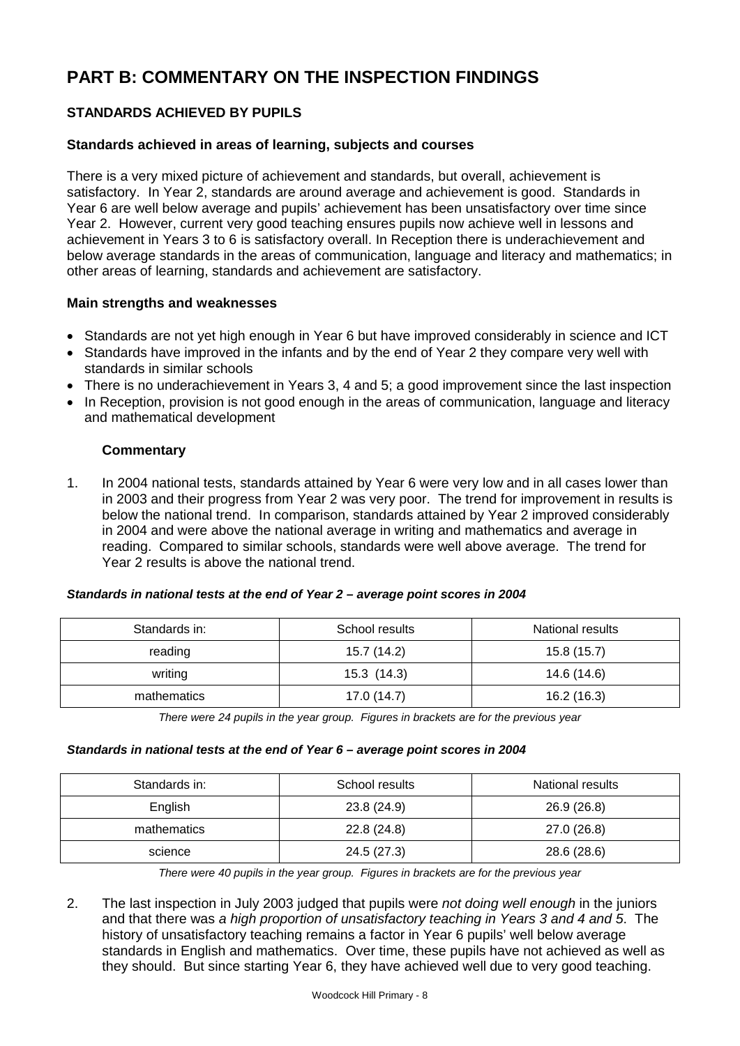# PART B: COMMENTARY ON THE INSPECTION FINDINGS

## STANDARDS ACHIEVED BY PUPILS

### Standards achieved in areas of learning, subjects and courses

There is a very mixed picture of achievement and standards, but overall, achievement is satisfactory. In Year 2, standards are around average and achievement is good. Standards in Year 6 are well below average and pupils' achievement has been unsatisfactory over time since Year 2. However, current very good teaching ensures pupils now achieve well in lessons and achievement in Years 3 to 6 is satisfactory overall. In Reception there is underachievement and below average standards in the areas of communication, language and literacy and mathematics; in other areas of learning, standards and achievement are satisfactory.

### Main strengths and weaknesses

- Standards are not yet high enough in Year 6 but have improved considerably in science and ICT
- Standards have improved in the infants and by the end of Year 2 they compare very well with standards in similar schools
- There is no underachievement in Years 3, 4 and 5; a good improvement since the last inspection
- In Reception, provision is not good enough in the areas of communication, language and literacy and mathematical development

#### Commentary

1. In 2004 national tests, standards attained by Year 6 were very low and in all cases lower than in 2003 and their progress from Year 2 was very poor. The trend for improvement in results is below the national trend. In comparison, standards attained by Year 2 improved considerably in 2004 and were above the national average in writing and mathematics and average in reading. Compared to similar schools, standards were well above average. The trend for Year 2 results is above the national trend.

***Standards in national tests at the end of Year 2 – average point scores in 2004***

| Standards in: | School results | National results |
|---|---|---|
| reading | 15.7 (14.2) | 15.8 (15.7) |
| writing | 15.3 (14.3) | 14.6 (14.6) |
| mathematics | 17.0 (14.7) | 16.2 (16.3) |

*There were 24 pupils in the year group. Figures in brackets are for the previous year*

***Standards in national tests at the end of Year 6 – average point scores in 2004***

| Standards in: | School results | National results |
|---|---|---|
| English | 23.8 (24.9) | 26.9 (26.8) |
| mathematics | 22.8 (24.8) | 27.0 (26.8) |
| science | 24.5 (27.3) | 28.6 (28.6) |

*There were 40 pupils in the year group. Figures in brackets are for the previous year*

2. The last inspection in July 2003 judged that pupils were *not doing well enough* in the juniors and that there was *a high proportion of unsatisfactory teaching in Years 3 and 4 and 5*. The history of unsatisfactory teaching remains a factor in Year 6 pupils' well below average standards in English and mathematics. Over time, these pupils have not achieved as well as they should. But since starting Year 6, they have achieved well due to very good teaching.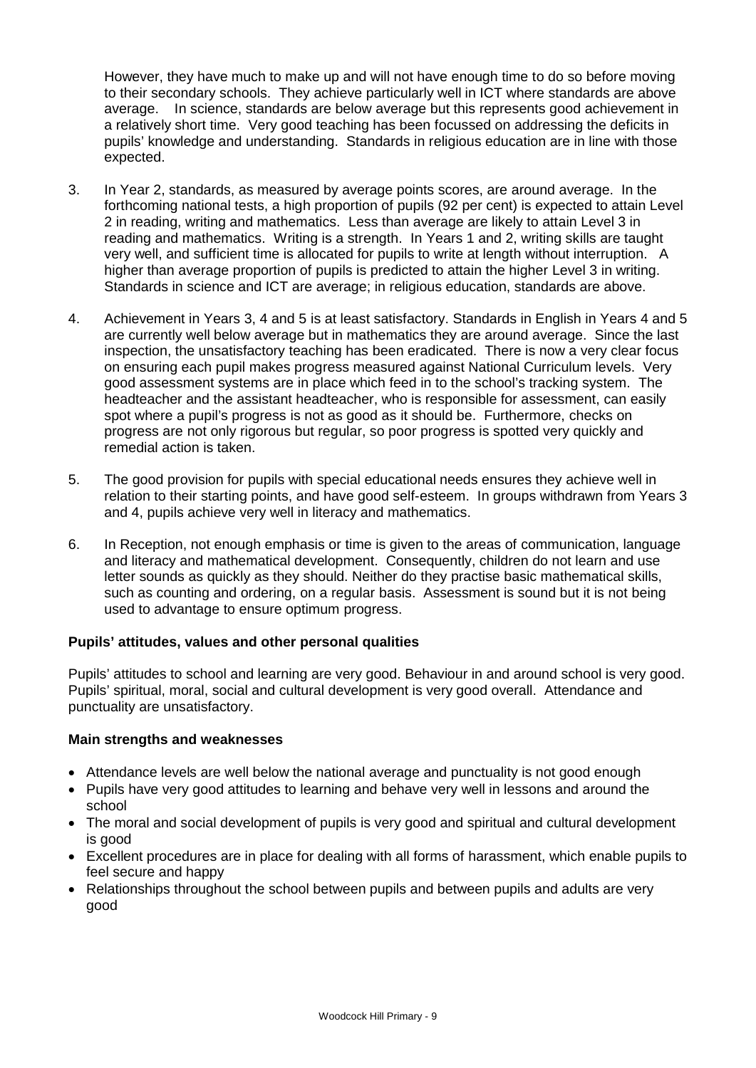However, they have much to make up and will not have enough time to do so before moving to their secondary schools. They achieve particularly well in ICT where standards are above average. In science, standards are below average but this represents good achievement in a relatively short time. Very good teaching has been focussed on addressing the deficits in pupils' knowledge and understanding. Standards in religious education are in line with those expected.

3. In Year 2, standards, as measured by average points scores, are around average. In the forthcoming national tests, a high proportion of pupils (92 per cent) is expected to attain Level 2 in reading, writing and mathematics. Less than average are likely to attain Level 3 in reading and mathematics. Writing is a strength. In Years 1 and 2, writing skills are taught very well, and sufficient time is allocated for pupils to write at length without interruption. A higher than average proportion of pupils is predicted to attain the higher Level 3 in writing. Standards in science and ICT are average; in religious education, standards are above.

4. Achievement in Years 3, 4 and 5 is at least satisfactory. Standards in English in Years 4 and 5 are currently well below average but in mathematics they are around average. Since the last inspection, the unsatisfactory teaching has been eradicated. There is now a very clear focus on ensuring each pupil makes progress measured against National Curriculum levels. Very good assessment systems are in place which feed in to the school's tracking system. The headteacher and the assistant headteacher, who is responsible for assessment, can easily spot where a pupil's progress is not as good as it should be. Furthermore, checks on progress are not only rigorous but regular, so poor progress is spotted very quickly and remedial action is taken.

5. The good provision for pupils with special educational needs ensures they achieve well in relation to their starting points, and have good self-esteem. In groups withdrawn from Years 3 and 4, pupils achieve very well in literacy and mathematics.

6. In Reception, not enough emphasis or time is given to the areas of communication, language and literacy and mathematical development. Consequently, children do not learn and use letter sounds as quickly as they should. Neither do they practise basic mathematical skills, such as counting and ordering, on a regular basis. Assessment is sound but it is not being used to advantage to ensure optimum progress.

**Pupils' attitudes, values and other personal qualities**

Pupils' attitudes to school and learning are very good. Behaviour in and around school is very good. Pupils' spiritual, moral, social and cultural development is very good overall. Attendance and punctuality are unsatisfactory.

**Main strengths and weaknesses**

- Attendance levels are well below the national average and punctuality is not good enough
- Pupils have very good attitudes to learning and behave very well in lessons and around the school
- The moral and social development of pupils is very good and spiritual and cultural development is good
- Excellent procedures are in place for dealing with all forms of harassment, which enable pupils to feel secure and happy
- Relationships throughout the school between pupils and between pupils and adults are very good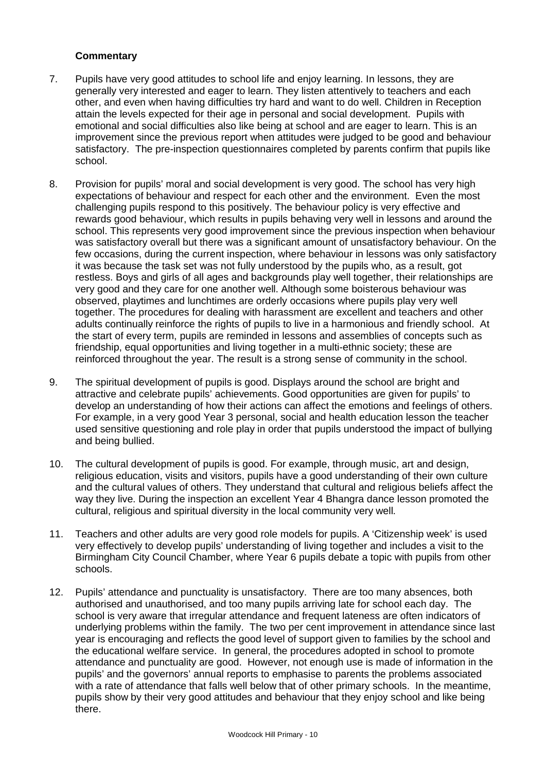**Commentary**

7. Pupils have very good attitudes to school life and enjoy learning. In lessons, they are generally very interested and eager to learn. They listen attentively to teachers and each other, and even when having difficulties try hard and want to do well. Children in Reception attain the levels expected for their age in personal and social development. Pupils with emotional and social difficulties also like being at school and are eager to learn. This is an improvement since the previous report when attitudes were judged to be good and behaviour satisfactory. The pre-inspection questionnaires completed by parents confirm that pupils like school.

8. Provision for pupils' moral and social development is very good. The school has very high expectations of behaviour and respect for each other and the environment. Even the most challenging pupils respond to this positively. The behaviour policy is very effective and rewards good behaviour, which results in pupils behaving very well in lessons and around the school. This represents very good improvement since the previous inspection when behaviour was satisfactory overall but there was a significant amount of unsatisfactory behaviour. On the few occasions, during the current inspection, where behaviour in lessons was only satisfactory it was because the task set was not fully understood by the pupils who, as a result, got restless. Boys and girls of all ages and backgrounds play well together, their relationships are very good and they care for one another well. Although some boisterous behaviour was observed, playtimes and lunchtimes are orderly occasions where pupils play very well together. The procedures for dealing with harassment are excellent and teachers and other adults continually reinforce the rights of pupils to live in a harmonious and friendly school. At the start of every term, pupils are reminded in lessons and assemblies of concepts such as friendship, equal opportunities and living together in a multi-ethnic society; these are reinforced throughout the year. The result is a strong sense of community in the school.

9. The spiritual development of pupils is good. Displays around the school are bright and attractive and celebrate pupils' achievements. Good opportunities are given for pupils' to develop an understanding of how their actions can affect the emotions and feelings of others. For example, in a very good Year 3 personal, social and health education lesson the teacher used sensitive questioning and role play in order that pupils understood the impact of bullying and being bullied.

10. The cultural development of pupils is good. For example, through music, art and design, religious education, visits and visitors, pupils have a good understanding of their own culture and the cultural values of others. They understand that cultural and religious beliefs affect the way they live. During the inspection an excellent Year 4 Bhangra dance lesson promoted the cultural, religious and spiritual diversity in the local community very well.

11. Teachers and other adults are very good role models for pupils. A 'Citizenship week' is used very effectively to develop pupils' understanding of living together and includes a visit to the Birmingham City Council Chamber, where Year 6 pupils debate a topic with pupils from other schools.

12. Pupils' attendance and punctuality is unsatisfactory. There are too many absences, both authorised and unauthorised, and too many pupils arriving late for school each day. The school is very aware that irregular attendance and frequent lateness are often indicators of underlying problems within the family. The two per cent improvement in attendance since last year is encouraging and reflects the good level of support given to families by the school and the educational welfare service. In general, the procedures adopted in school to promote attendance and punctuality are good. However, not enough use is made of information in the pupils' and the governors' annual reports to emphasise to parents the problems associated with a rate of attendance that falls well below that of other primary schools. In the meantime, pupils show by their very good attitudes and behaviour that they enjoy school and like being there.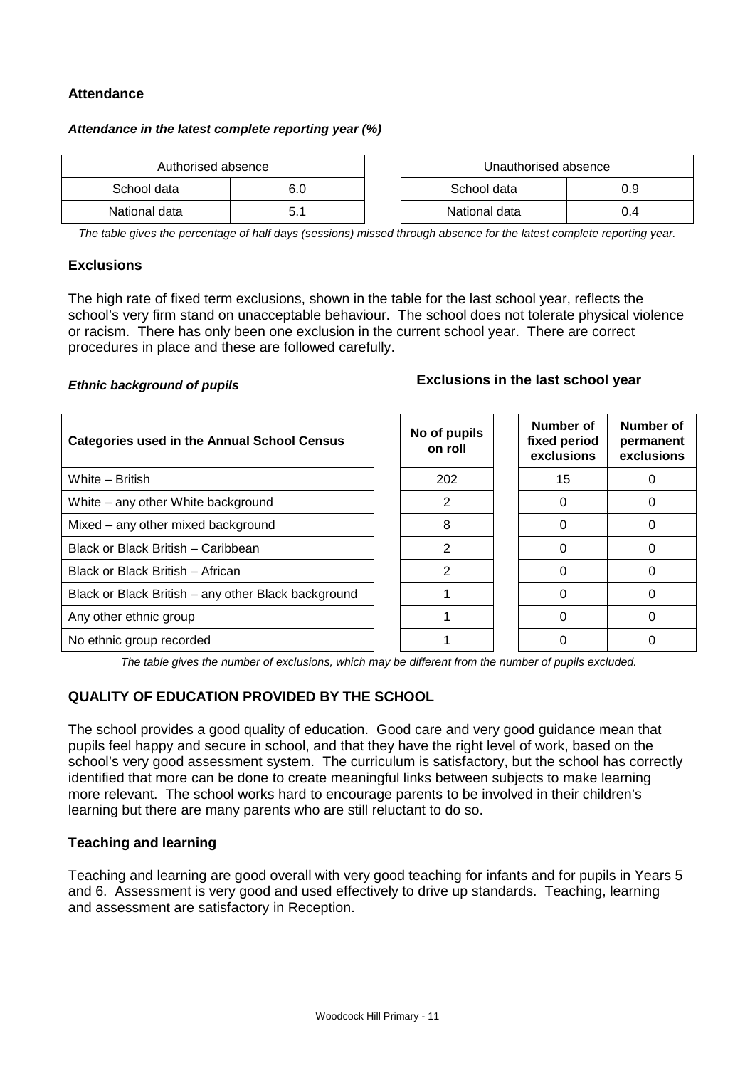### Attendance

***Attendance in the latest complete reporting year (%)***

| Authorised absence | |
|---|---|
| School data | 6.0 |
| National data | 5.1 |

| Unauthorised absence | |
|---|---|
| School data | 0.9 |
| National data | 0.4 |

*The table gives the percentage of half days (sessions) missed through absence for the latest complete reporting year.*

### Exclusions

The high rate of fixed term exclusions, shown in the table for the last school year, reflects the school's very firm stand on unacceptable behaviour. The school does not tolerate physical violence or racism. There has only been one exclusion in the current school year. There are correct procedures in place and these are followed carefully.

***Ethnic background of pupils***

**Exclusions in the last school year**

| Categories used in the Annual School Census | No of pupils on roll | Number of fixed period exclusions | Number of permanent exclusions |
|---|---|---|---|
| White – British | 202 | 15 | 0 |
| White – any other White background | 2 | 0 | 0 |
| Mixed – any other mixed background | 8 | 0 | 0 |
| Black or Black British – Caribbean | 2 | 0 | 0 |
| Black or Black British – African | 2 | 0 | 0 |
| Black or Black British – any other Black background | 1 | 0 | 0 |
| Any other ethnic group | 1 | 0 | 0 |
| No ethnic group recorded | 1 | 0 | 0 |

*The table gives the number of exclusions, which may be different from the number of pupils excluded.*

## QUALITY OF EDUCATION PROVIDED BY THE SCHOOL

The school provides a good quality of education. Good care and very good guidance mean that pupils feel happy and secure in school, and that they have the right level of work, based on the school's very good assessment system. The curriculum is satisfactory, but the school has correctly identified that more can be done to create meaningful links between subjects to make learning more relevant. The school works hard to encourage parents to be involved in their children's learning but there are many parents who are still reluctant to do so.

### Teaching and learning

Teaching and learning are good overall with very good teaching for infants and for pupils in Years 5 and 6. Assessment is very good and used effectively to drive up standards. Teaching, learning and assessment are satisfactory in Reception.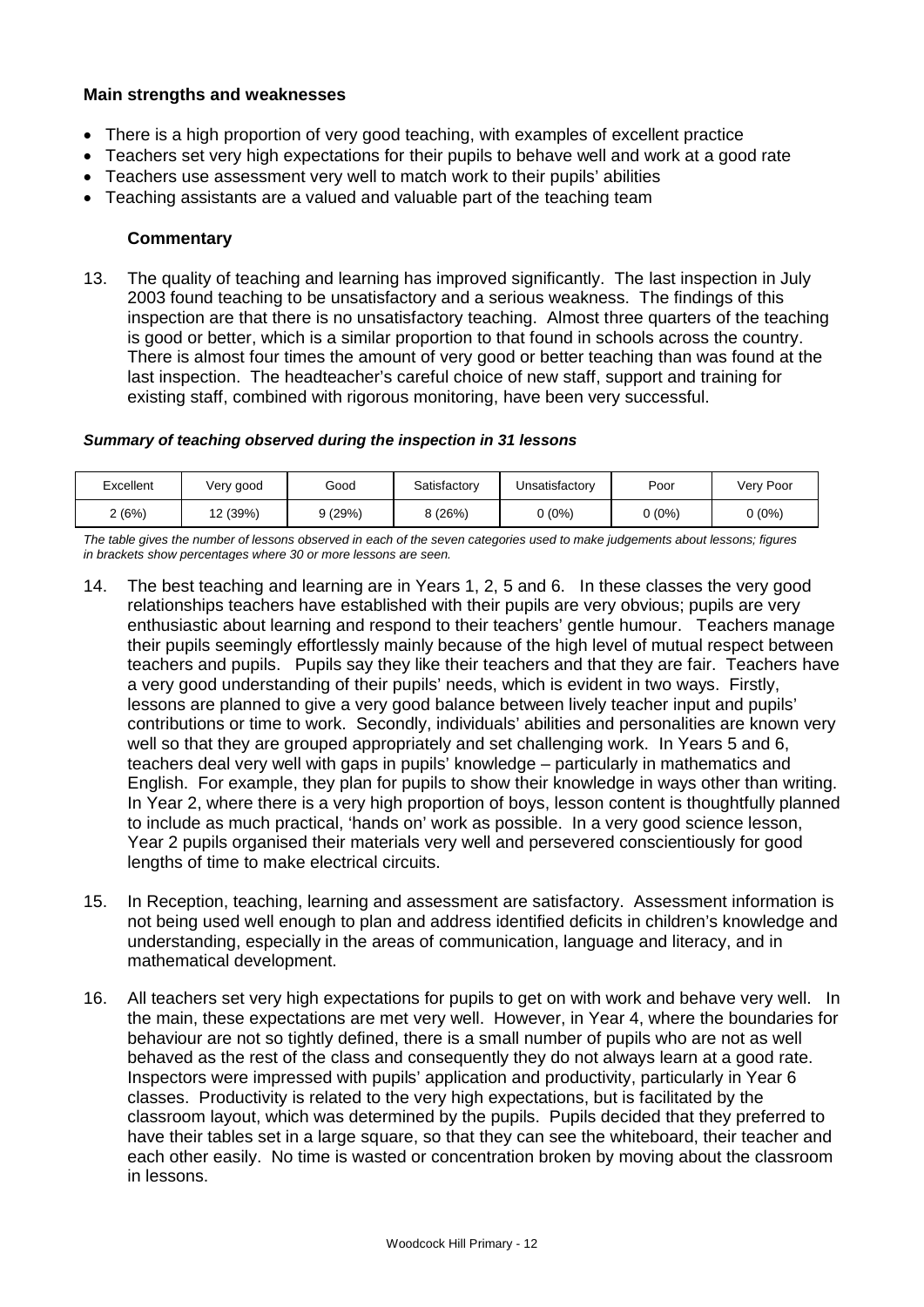**Main strengths and weaknesses**

- There is a high proportion of very good teaching, with examples of excellent practice
- Teachers set very high expectations for their pupils to behave well and work at a good rate
- Teachers use assessment very well to match work to their pupils' abilities
- Teaching assistants are a valued and valuable part of the teaching team

**Commentary**

13. The quality of teaching and learning has improved significantly. The last inspection in July 2003 found teaching to be unsatisfactory and a serious weakness. The findings of this inspection are that there is no unsatisfactory teaching. Almost three quarters of the teaching is good or better, which is a similar proportion to that found in schools across the country. There is almost four times the amount of very good or better teaching than was found at the last inspection. The headteacher's careful choice of new staff, support and training for existing staff, combined with rigorous monitoring, have been very successful.

***Summary of teaching observed during the inspection in 31 lessons***

| Excellent | Very good | Good | Satisfactory | Unsatisfactory | Poor | Very Poor |
|---|---|---|---|---|---|---|
| 2 (6%) | 12 (39%) | 9 (29%) | 8 (26%) | 0 (0%) | 0 (0%) | 0 (0%) |

*The table gives the number of lessons observed in each of the seven categories used to make judgements about lessons; figures in brackets show percentages where 30 or more lessons are seen.*

14. The best teaching and learning are in Years 1, 2, 5 and 6. In these classes the very good relationships teachers have established with their pupils are very obvious; pupils are very enthusiastic about learning and respond to their teachers' gentle humour. Teachers manage their pupils seemingly effortlessly mainly because of the high level of mutual respect between teachers and pupils. Pupils say they like their teachers and that they are fair. Teachers have a very good understanding of their pupils' needs, which is evident in two ways. Firstly, lessons are planned to give a very good balance between lively teacher input and pupils' contributions or time to work. Secondly, individuals' abilities and personalities are known very well so that they are grouped appropriately and set challenging work. In Years 5 and 6, teachers deal very well with gaps in pupils' knowledge – particularly in mathematics and English. For example, they plan for pupils to show their knowledge in ways other than writing. In Year 2, where there is a very high proportion of boys, lesson content is thoughtfully planned to include as much practical, 'hands on' work as possible. In a very good science lesson, Year 2 pupils organised their materials very well and persevered conscientiously for good lengths of time to make electrical circuits.

15. In Reception, teaching, learning and assessment are satisfactory. Assessment information is not being used well enough to plan and address identified deficits in children's knowledge and understanding, especially in the areas of communication, language and literacy, and in mathematical development.

16. All teachers set very high expectations for pupils to get on with work and behave very well. In the main, these expectations are met very well. However, in Year 4, where the boundaries for behaviour are not so tightly defined, there is a small number of pupils who are not as well behaved as the rest of the class and consequently they do not always learn at a good rate. Inspectors were impressed with pupils' application and productivity, particularly in Year 6 classes. Productivity is related to the very high expectations, but is facilitated by the classroom layout, which was determined by the pupils. Pupils decided that they preferred to have their tables set in a large square, so that they can see the whiteboard, their teacher and each other easily. No time is wasted or concentration broken by moving about the classroom in lessons.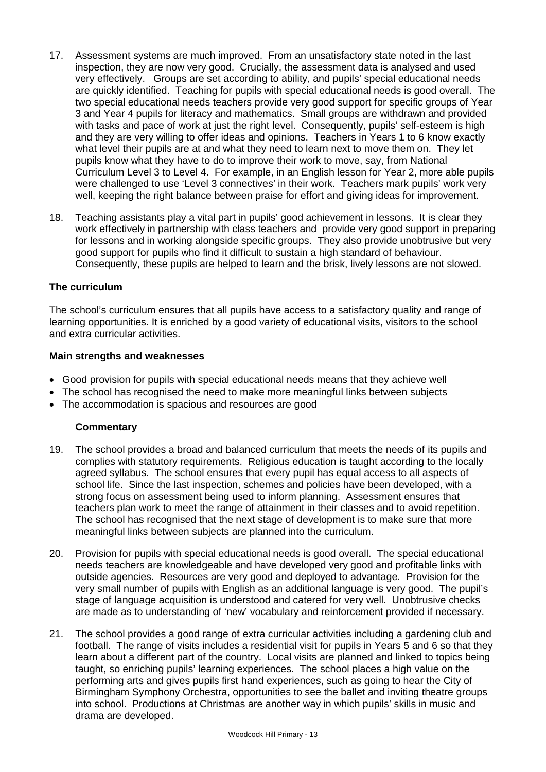17. Assessment systems are much improved. From an unsatisfactory state noted in the last inspection, they are now very good. Crucially, the assessment data is analysed and used very effectively. Groups are set according to ability, and pupils' special educational needs are quickly identified. Teaching for pupils with special educational needs is good overall. The two special educational needs teachers provide very good support for specific groups of Year 3 and Year 4 pupils for literacy and mathematics. Small groups are withdrawn and provided with tasks and pace of work at just the right level. Consequently, pupils' self-esteem is high and they are very willing to offer ideas and opinions. Teachers in Years 1 to 6 know exactly what level their pupils are at and what they need to learn next to move them on. They let pupils know what they have to do to improve their work to move, say, from National Curriculum Level 3 to Level 4. For example, in an English lesson for Year 2, more able pupils were challenged to use 'Level 3 connectives' in their work. Teachers mark pupils' work very well, keeping the right balance between praise for effort and giving ideas for improvement.

18. Teaching assistants play a vital part in pupils' good achievement in lessons. It is clear they work effectively in partnership with class teachers and provide very good support in preparing for lessons and in working alongside specific groups. They also provide unobtrusive but very good support for pupils who find it difficult to sustain a high standard of behaviour. Consequently, these pupils are helped to learn and the brisk, lively lessons are not slowed.

### The curriculum

The school's curriculum ensures that all pupils have access to a satisfactory quality and range of learning opportunities. It is enriched by a good variety of educational visits, visitors to the school and extra curricular activities.

#### Main strengths and weaknesses

- Good provision for pupils with special educational needs means that they achieve well
- The school has recognised the need to make more meaningful links between subjects
- The accommodation is spacious and resources are good

#### Commentary

19. The school provides a broad and balanced curriculum that meets the needs of its pupils and complies with statutory requirements. Religious education is taught according to the locally agreed syllabus. The school ensures that every pupil has equal access to all aspects of school life. Since the last inspection, schemes and policies have been developed, with a strong focus on assessment being used to inform planning. Assessment ensures that teachers plan work to meet the range of attainment in their classes and to avoid repetition. The school has recognised that the next stage of development is to make sure that more meaningful links between subjects are planned into the curriculum.

20. Provision for pupils with special educational needs is good overall. The special educational needs teachers are knowledgeable and have developed very good and profitable links with outside agencies. Resources are very good and deployed to advantage. Provision for the very small number of pupils with English as an additional language is very good. The pupil's stage of language acquisition is understood and catered for very well. Unobtrusive checks are made as to understanding of 'new' vocabulary and reinforcement provided if necessary.

21. The school provides a good range of extra curricular activities including a gardening club and football. The range of visits includes a residential visit for pupils in Years 5 and 6 so that they learn about a different part of the country. Local visits are planned and linked to topics being taught, so enriching pupils' learning experiences. The school places a high value on the performing arts and gives pupils first hand experiences, such as going to hear the City of Birmingham Symphony Orchestra, opportunities to see the ballet and inviting theatre groups into school. Productions at Christmas are another way in which pupils' skills in music and drama are developed.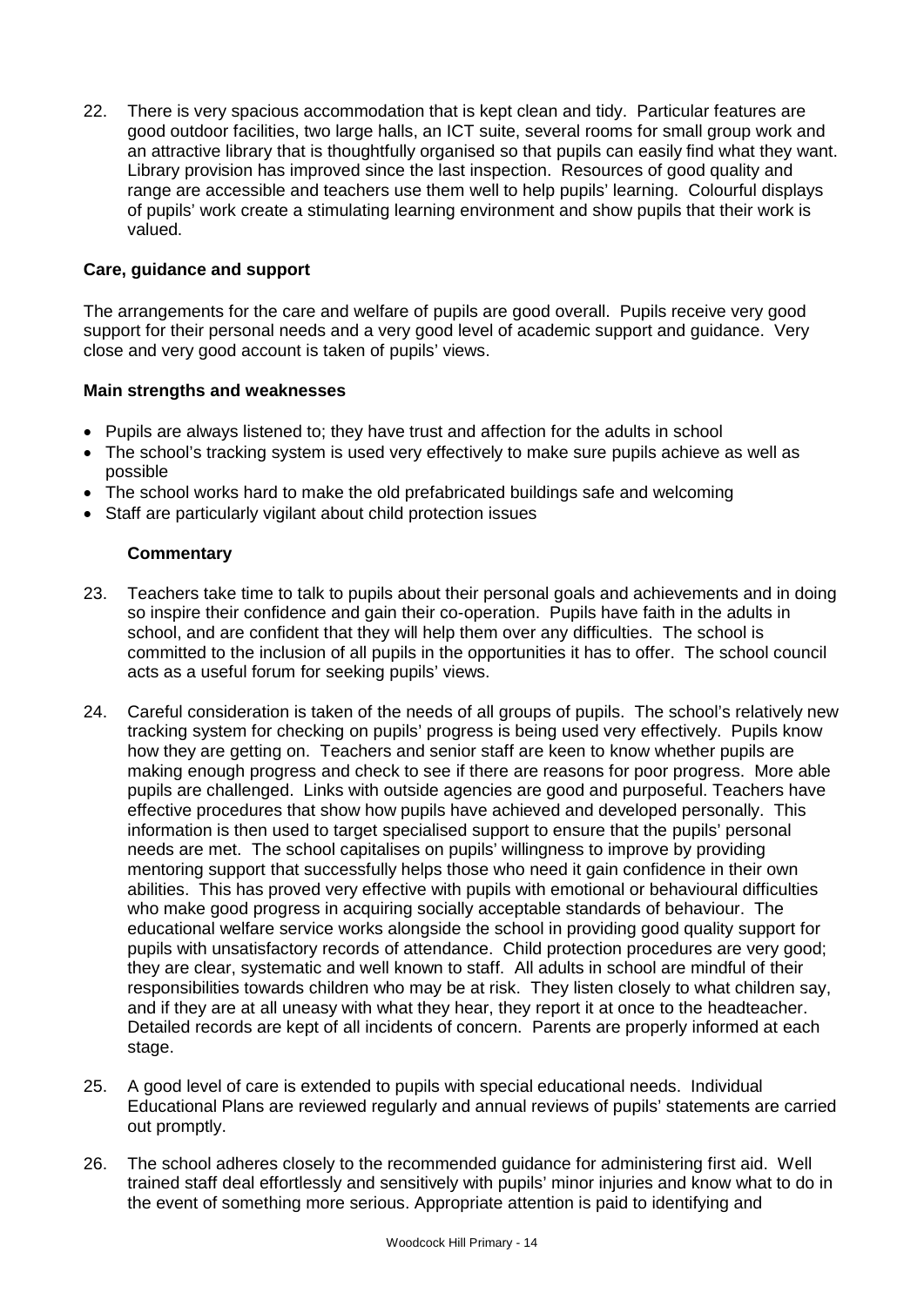22. There is very spacious accommodation that is kept clean and tidy. Particular features are good outdoor facilities, two large halls, an ICT suite, several rooms for small group work and an attractive library that is thoughtfully organised so that pupils can easily find what they want. Library provision has improved since the last inspection. Resources of good quality and range are accessible and teachers use them well to help pupils' learning. Colourful displays of pupils' work create a stimulating learning environment and show pupils that their work is valued.

**Care, guidance and support**

The arrangements for the care and welfare of pupils are good overall. Pupils receive very good support for their personal needs and a very good level of academic support and guidance. Very close and very good account is taken of pupils' views.

**Main strengths and weaknesses**

- Pupils are always listened to; they have trust and affection for the adults in school
- The school's tracking system is used very effectively to make sure pupils achieve as well as possible
- The school works hard to make the old prefabricated buildings safe and welcoming
- Staff are particularly vigilant about child protection issues

**Commentary**

23. Teachers take time to talk to pupils about their personal goals and achievements and in doing so inspire their confidence and gain their co-operation. Pupils have faith in the adults in school, and are confident that they will help them over any difficulties. The school is committed to the inclusion of all pupils in the opportunities it has to offer. The school council acts as a useful forum for seeking pupils' views.

24. Careful consideration is taken of the needs of all groups of pupils. The school's relatively new tracking system for checking on pupils' progress is being used very effectively. Pupils know how they are getting on. Teachers and senior staff are keen to know whether pupils are making enough progress and check to see if there are reasons for poor progress. More able pupils are challenged. Links with outside agencies are good and purposeful. Teachers have effective procedures that show how pupils have achieved and developed personally. This information is then used to target specialised support to ensure that the pupils' personal needs are met. The school capitalises on pupils' willingness to improve by providing mentoring support that successfully helps those who need it gain confidence in their own abilities. This has proved very effective with pupils with emotional or behavioural difficulties who make good progress in acquiring socially acceptable standards of behaviour. The educational welfare service works alongside the school in providing good quality support for pupils with unsatisfactory records of attendance. Child protection procedures are very good; they are clear, systematic and well known to staff. All adults in school are mindful of their responsibilities towards children who may be at risk. They listen closely to what children say, and if they are at all uneasy with what they hear, they report it at once to the headteacher. Detailed records are kept of all incidents of concern. Parents are properly informed at each stage.

25. A good level of care is extended to pupils with special educational needs. Individual Educational Plans are reviewed regularly and annual reviews of pupils' statements are carried out promptly.

26. The school adheres closely to the recommended guidance for administering first aid. Well trained staff deal effortlessly and sensitively with pupils' minor injuries and know what to do in the event of something more serious. Appropriate attention is paid to identifying and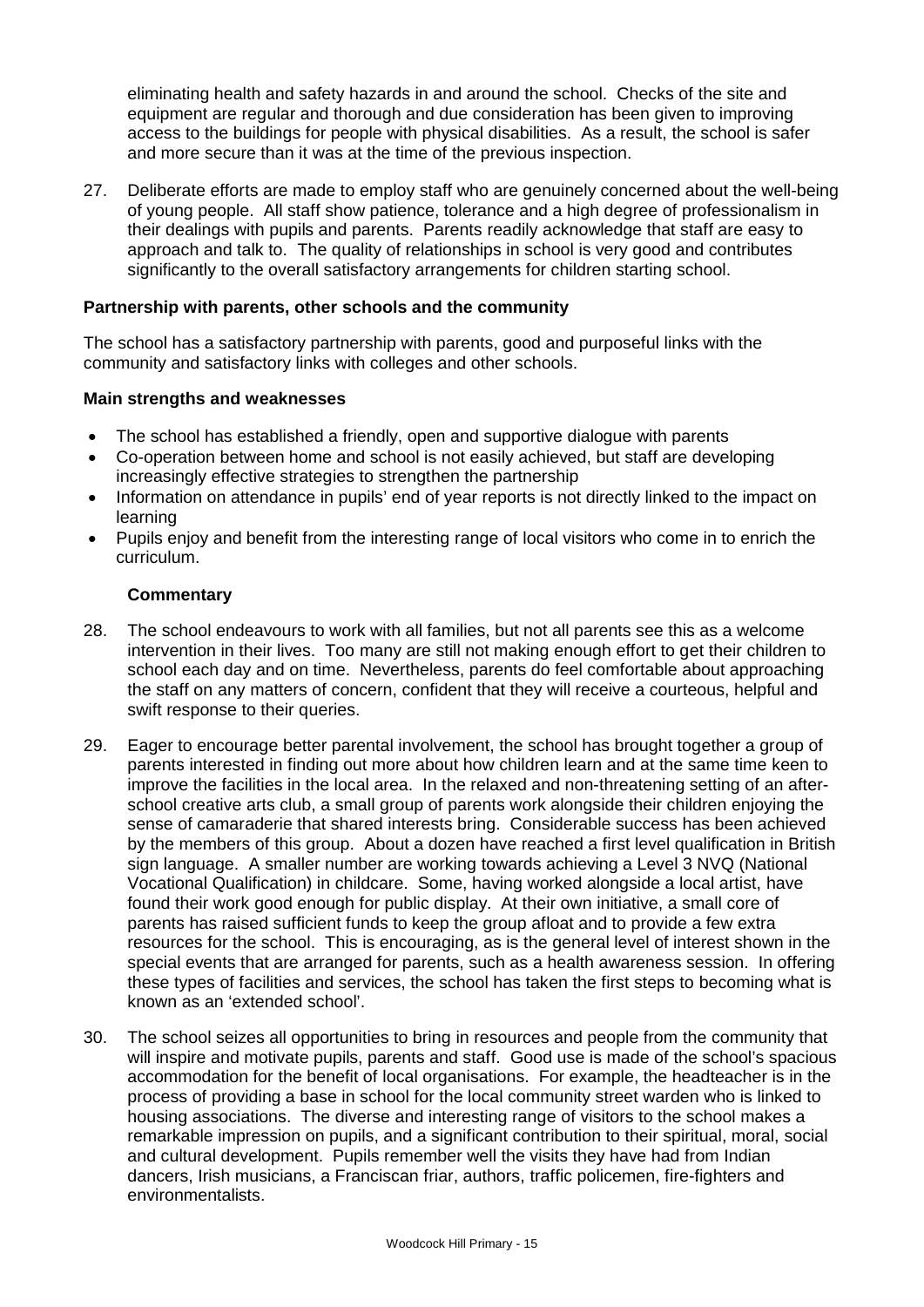eliminating health and safety hazards in and around the school. Checks of the site and equipment are regular and thorough and due consideration has been given to improving access to the buildings for people with physical disabilities. As a result, the school is safer and more secure than it was at the time of the previous inspection.

27. Deliberate efforts are made to employ staff who are genuinely concerned about the well-being of young people. All staff show patience, tolerance and a high degree of professionalism in their dealings with pupils and parents. Parents readily acknowledge that staff are easy to approach and talk to. The quality of relationships in school is very good and contributes significantly to the overall satisfactory arrangements for children starting school.

**Partnership with parents, other schools and the community**

The school has a satisfactory partnership with parents, good and purposeful links with the community and satisfactory links with colleges and other schools.

**Main strengths and weaknesses**

- The school has established a friendly, open and supportive dialogue with parents
- Co-operation between home and school is not easily achieved, but staff are developing increasingly effective strategies to strengthen the partnership
- Information on attendance in pupils' end of year reports is not directly linked to the impact on learning
- Pupils enjoy and benefit from the interesting range of local visitors who come in to enrich the curriculum.

**Commentary**

28. The school endeavours to work with all families, but not all parents see this as a welcome intervention in their lives. Too many are still not making enough effort to get their children to school each day and on time. Nevertheless, parents do feel comfortable about approaching the staff on any matters of concern, confident that they will receive a courteous, helpful and swift response to their queries.

29. Eager to encourage better parental involvement, the school has brought together a group of parents interested in finding out more about how children learn and at the same time keen to improve the facilities in the local area. In the relaxed and non-threatening setting of an after-school creative arts club, a small group of parents work alongside their children enjoying the sense of camaraderie that shared interests bring. Considerable success has been achieved by the members of this group. About a dozen have reached a first level qualification in British sign language. A smaller number are working towards achieving a Level 3 NVQ (National Vocational Qualification) in childcare. Some, having worked alongside a local artist, have found their work good enough for public display. At their own initiative, a small core of parents has raised sufficient funds to keep the group afloat and to provide a few extra resources for the school. This is encouraging, as is the general level of interest shown in the special events that are arranged for parents, such as a health awareness session. In offering these types of facilities and services, the school has taken the first steps to becoming what is known as an 'extended school'.

30. The school seizes all opportunities to bring in resources and people from the community that will inspire and motivate pupils, parents and staff. Good use is made of the school's spacious accommodation for the benefit of local organisations. For example, the headteacher is in the process of providing a base in school for the local community street warden who is linked to housing associations. The diverse and interesting range of visitors to the school makes a remarkable impression on pupils, and a significant contribution to their spiritual, moral, social and cultural development. Pupils remember well the visits they have had from Indian dancers, Irish musicians, a Franciscan friar, authors, traffic policemen, fire-fighters and environmentalists.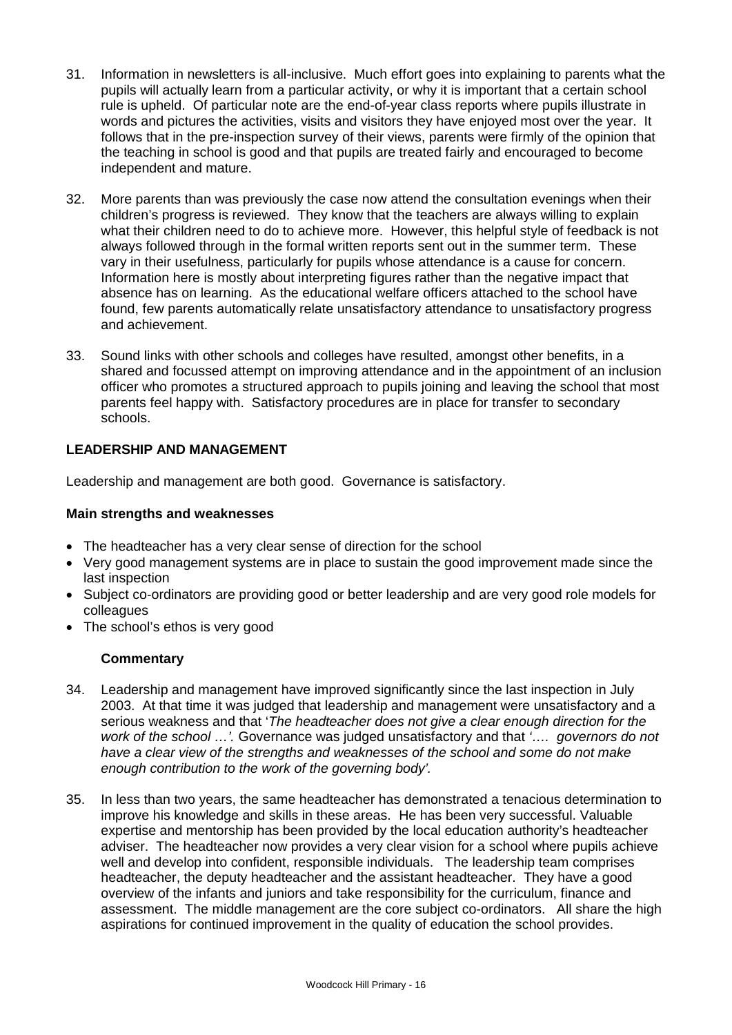31. Information in newsletters is all-inclusive. Much effort goes into explaining to parents what the pupils will actually learn from a particular activity, or why it is important that a certain school rule is upheld. Of particular note are the end-of-year class reports where pupils illustrate in words and pictures the activities, visits and visitors they have enjoyed most over the year. It follows that in the pre-inspection survey of their views, parents were firmly of the opinion that the teaching in school is good and that pupils are treated fairly and encouraged to become independent and mature.

32. More parents than was previously the case now attend the consultation evenings when their children's progress is reviewed. They know that the teachers are always willing to explain what their children need to do to achieve more. However, this helpful style of feedback is not always followed through in the formal written reports sent out in the summer term. These vary in their usefulness, particularly for pupils whose attendance is a cause for concern. Information here is mostly about interpreting figures rather than the negative impact that absence has on learning. As the educational welfare officers attached to the school have found, few parents automatically relate unsatisfactory attendance to unsatisfactory progress and achievement.

33. Sound links with other schools and colleges have resulted, amongst other benefits, in a shared and focussed attempt on improving attendance and in the appointment of an inclusion officer who promotes a structured approach to pupils joining and leaving the school that most parents feel happy with. Satisfactory procedures are in place for transfer to secondary schools.

## LEADERSHIP AND MANAGEMENT

Leadership and management are both good. Governance is satisfactory.

### Main strengths and weaknesses

- The headteacher has a very clear sense of direction for the school
- Very good management systems are in place to sustain the good improvement made since the last inspection
- Subject co-ordinators are providing good or better leadership and are very good role models for colleagues
- The school's ethos is very good

### Commentary

34. Leadership and management have improved significantly since the last inspection in July 2003. At that time it was judged that leadership and management were unsatisfactory and a serious weakness and that '*The headteacher does not give a clear enough direction for the work of the school …'.* Governance was judged unsatisfactory and that *'…. governors do not have a clear view of the strengths and weaknesses of the school and some do not make enough contribution to the work of the governing body'.*

35. In less than two years, the same headteacher has demonstrated a tenacious determination to improve his knowledge and skills in these areas. He has been very successful. Valuable expertise and mentorship has been provided by the local education authority's headteacher adviser. The headteacher now provides a very clear vision for a school where pupils achieve well and develop into confident, responsible individuals. The leadership team comprises headteacher, the deputy headteacher and the assistant headteacher. They have a good overview of the infants and juniors and take responsibility for the curriculum, finance and assessment. The middle management are the core subject co-ordinators. All share the high aspirations for continued improvement in the quality of education the school provides.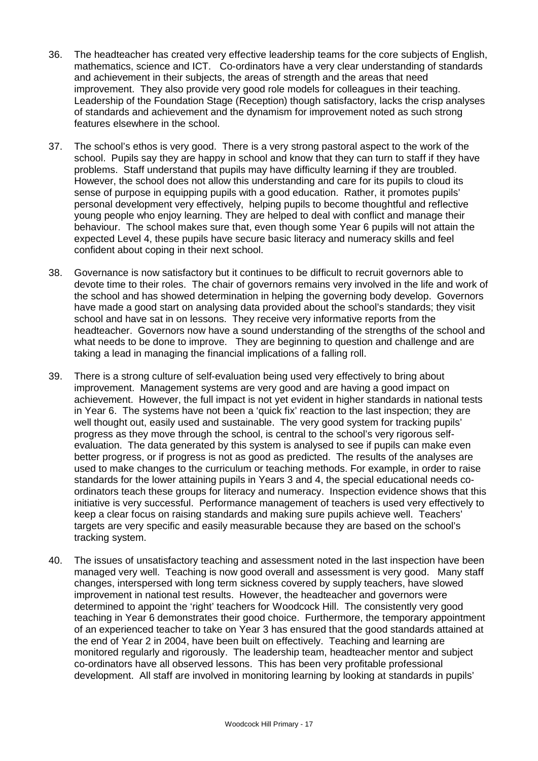36. The headteacher has created very effective leadership teams for the core subjects of English, mathematics, science and ICT. Co-ordinators have a very clear understanding of standards and achievement in their subjects, the areas of strength and the areas that need improvement. They also provide very good role models for colleagues in their teaching. Leadership of the Foundation Stage (Reception) though satisfactory, lacks the crisp analyses of standards and achievement and the dynamism for improvement noted as such strong features elsewhere in the school.

37. The school's ethos is very good. There is a very strong pastoral aspect to the work of the school. Pupils say they are happy in school and know that they can turn to staff if they have problems. Staff understand that pupils may have difficulty learning if they are troubled. However, the school does not allow this understanding and care for its pupils to cloud its sense of purpose in equipping pupils with a good education. Rather, it promotes pupils' personal development very effectively, helping pupils to become thoughtful and reflective young people who enjoy learning. They are helped to deal with conflict and manage their behaviour. The school makes sure that, even though some Year 6 pupils will not attain the expected Level 4, these pupils have secure basic literacy and numeracy skills and feel confident about coping in their next school.

38. Governance is now satisfactory but it continues to be difficult to recruit governors able to devote time to their roles. The chair of governors remains very involved in the life and work of the school and has showed determination in helping the governing body develop. Governors have made a good start on analysing data provided about the school's standards; they visit school and have sat in on lessons. They receive very informative reports from the headteacher. Governors now have a sound understanding of the strengths of the school and what needs to be done to improve. They are beginning to question and challenge and are taking a lead in managing the financial implications of a falling roll.

39. There is a strong culture of self-evaluation being used very effectively to bring about improvement. Management systems are very good and are having a good impact on achievement. However, the full impact is not yet evident in higher standards in national tests in Year 6. The systems have not been a 'quick fix' reaction to the last inspection; they are well thought out, easily used and sustainable. The very good system for tracking pupils' progress as they move through the school, is central to the school's very rigorous self-evaluation. The data generated by this system is analysed to see if pupils can make even better progress, or if progress is not as good as predicted. The results of the analyses are used to make changes to the curriculum or teaching methods. For example, in order to raise standards for the lower attaining pupils in Years 3 and 4, the special educational needs co-ordinators teach these groups for literacy and numeracy. Inspection evidence shows that this initiative is very successful. Performance management of teachers is used very effectively to keep a clear focus on raising standards and making sure pupils achieve well. Teachers' targets are very specific and easily measurable because they are based on the school's tracking system.

40. The issues of unsatisfactory teaching and assessment noted in the last inspection have been managed very well. Teaching is now good overall and assessment is very good. Many staff changes, interspersed with long term sickness covered by supply teachers, have slowed improvement in national test results. However, the headteacher and governors were determined to appoint the 'right' teachers for Woodcock Hill. The consistently very good teaching in Year 6 demonstrates their good choice. Furthermore, the temporary appointment of an experienced teacher to take on Year 3 has ensured that the good standards attained at the end of Year 2 in 2004, have been built on effectively. Teaching and learning are monitored regularly and rigorously. The leadership team, headteacher mentor and subject co-ordinators have all observed lessons. This has been very profitable professional development. All staff are involved in monitoring learning by looking at standards in pupils'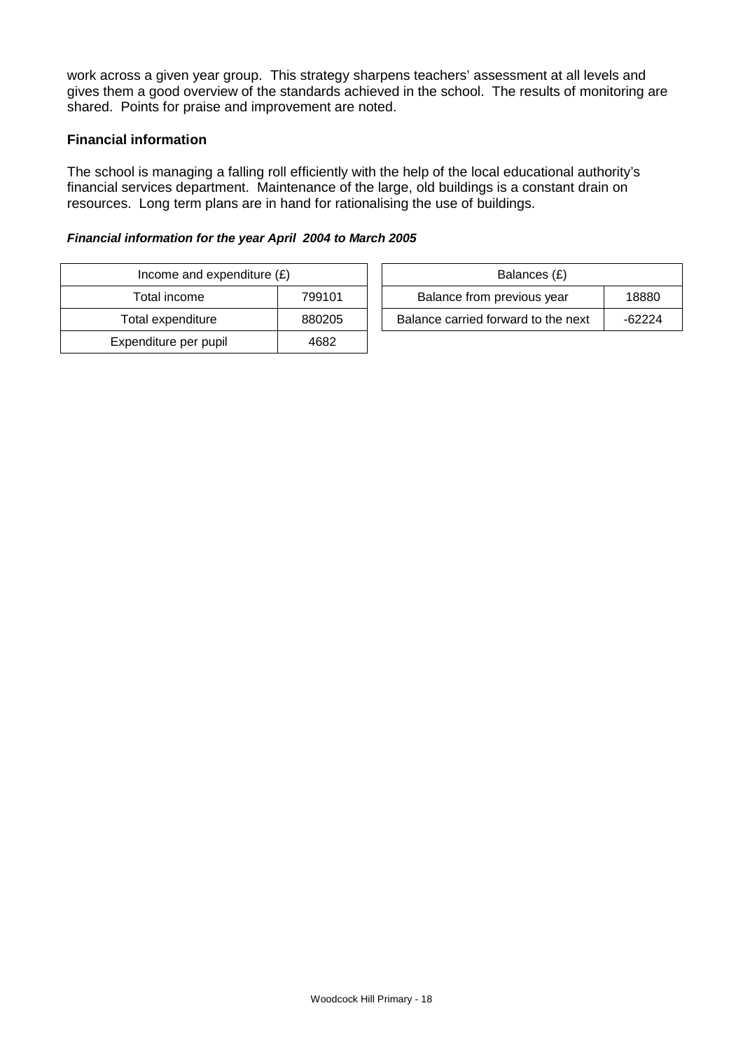work across a given year group. This strategy sharpens teachers' assessment at all levels and gives them a good overview of the standards achieved in the school. The results of monitoring are shared. Points for praise and improvement are noted.

### Financial information

The school is managing a falling roll efficiently with the help of the local educational authority's financial services department. Maintenance of the large, old buildings is a constant drain on resources. Long term plans are in hand for rationalising the use of buildings.

***Financial information for the year April 2004 to March 2005***

| Income and expenditure (£) | |
|---|---|
| Total income | 799101 |
| Total expenditure | 880205 |
| Expenditure per pupil | 4682 |

| Balances (£) | |
|---|---|
| Balance from previous year | 18880 |
| Balance carried forward to the next | -62224 |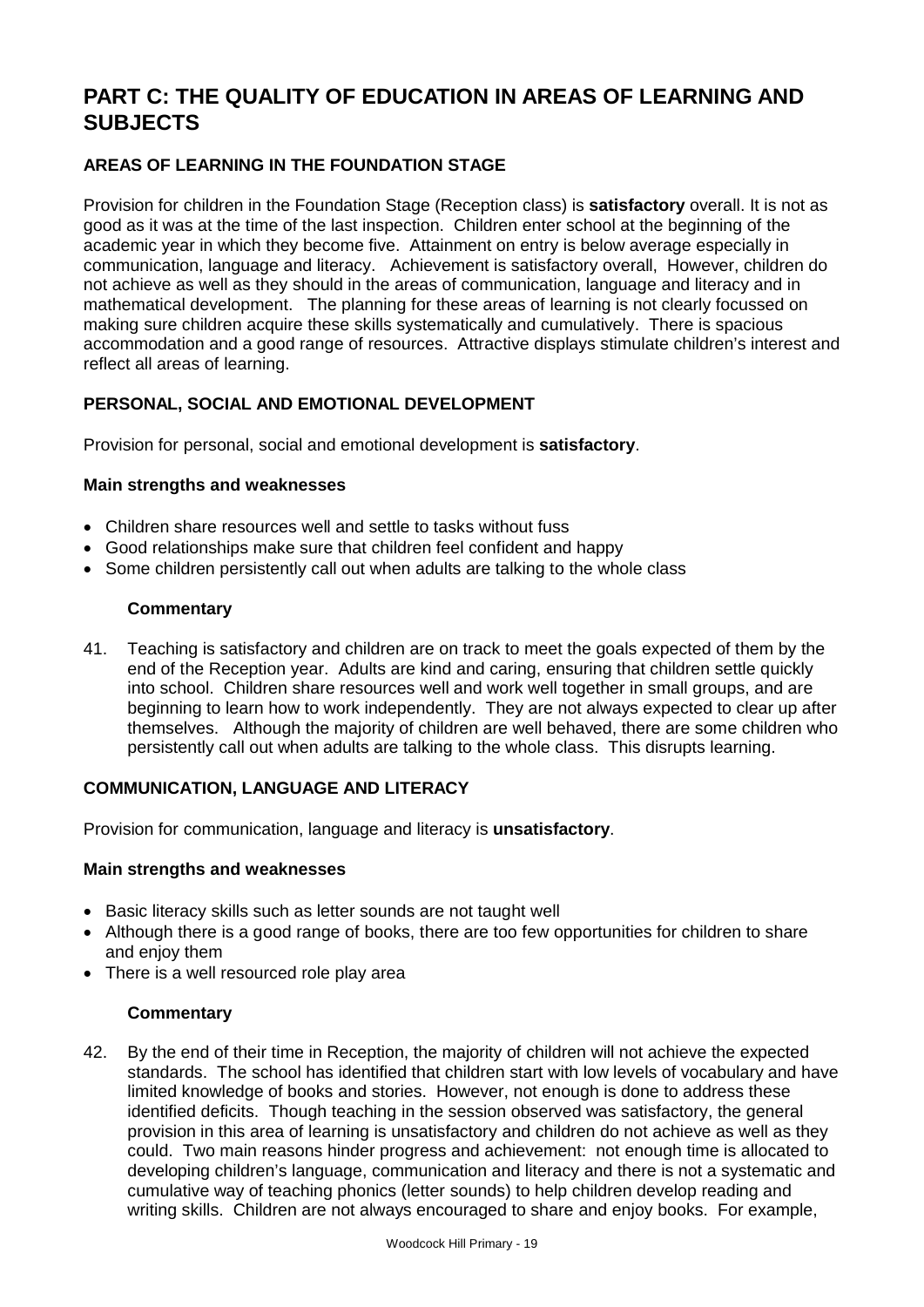# PART C: THE QUALITY OF EDUCATION IN AREAS OF LEARNING AND SUBJECTS

### AREAS OF LEARNING IN THE FOUNDATION STAGE

Provision for children in the Foundation Stage (Reception class) is **satisfactory** overall. It is not as good as it was at the time of the last inspection. Children enter school at the beginning of the academic year in which they become five. Attainment on entry is below average especially in communication, language and literacy. Achievement is satisfactory overall, However, children do not achieve as well as they should in the areas of communication, language and literacy and in mathematical development. The planning for these areas of learning is not clearly focussed on making sure children acquire these skills systematically and cumulatively. There is spacious accommodation and a good range of resources. Attractive displays stimulate children's interest and reflect all areas of learning.

### PERSONAL, SOCIAL AND EMOTIONAL DEVELOPMENT

Provision for personal, social and emotional development is **satisfactory**.

**Main strengths and weaknesses**

- Children share resources well and settle to tasks without fuss
- Good relationships make sure that children feel confident and happy
- Some children persistently call out when adults are talking to the whole class

**Commentary**

41. Teaching is satisfactory and children are on track to meet the goals expected of them by the end of the Reception year. Adults are kind and caring, ensuring that children settle quickly into school. Children share resources well and work well together in small groups, and are beginning to learn how to work independently. They are not always expected to clear up after themselves. Although the majority of children are well behaved, there are some children who persistently call out when adults are talking to the whole class. This disrupts learning.

### COMMUNICATION, LANGUAGE AND LITERACY

Provision for communication, language and literacy is **unsatisfactory**.

**Main strengths and weaknesses**

- Basic literacy skills such as letter sounds are not taught well
- Although there is a good range of books, there are too few opportunities for children to share and enjoy them
- There is a well resourced role play area

**Commentary**

42. By the end of their time in Reception, the majority of children will not achieve the expected standards. The school has identified that children start with low levels of vocabulary and have limited knowledge of books and stories. However, not enough is done to address these identified deficits. Though teaching in the session observed was satisfactory, the general provision in this area of learning is unsatisfactory and children do not achieve as well as they could. Two main reasons hinder progress and achievement: not enough time is allocated to developing children's language, communication and literacy and there is not a systematic and cumulative way of teaching phonics (letter sounds) to help children develop reading and writing skills. Children are not always encouraged to share and enjoy books. For example,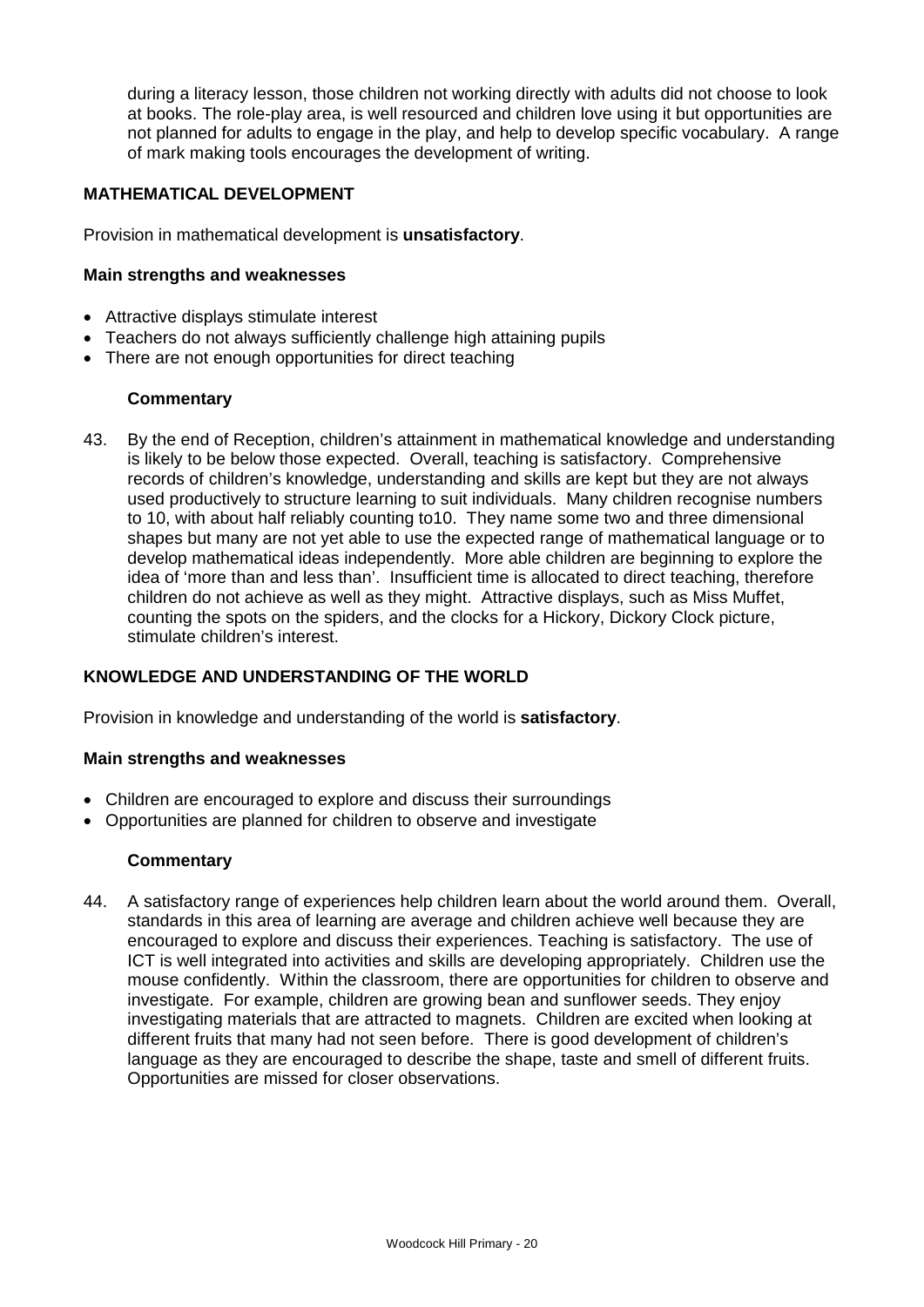during a literacy lesson, those children not working directly with adults did not choose to look at books. The role-play area, is well resourced and children love using it but opportunities are not planned for adults to engage in the play, and help to develop specific vocabulary. A range of mark making tools encourages the development of writing.

## MATHEMATICAL DEVELOPMENT

Provision in mathematical development is **unsatisfactory**.

### Main strengths and weaknesses

- Attractive displays stimulate interest
- Teachers do not always sufficiently challenge high attaining pupils
- There are not enough opportunities for direct teaching

#### Commentary

43. By the end of Reception, children's attainment in mathematical knowledge and understanding is likely to be below those expected. Overall, teaching is satisfactory. Comprehensive records of children's knowledge, understanding and skills are kept but they are not always used productively to structure learning to suit individuals. Many children recognise numbers to 10, with about half reliably counting to10. They name some two and three dimensional shapes but many are not yet able to use the expected range of mathematical language or to develop mathematical ideas independently. More able children are beginning to explore the idea of 'more than and less than'. Insufficient time is allocated to direct teaching, therefore children do not achieve as well as they might. Attractive displays, such as Miss Muffet, counting the spots on the spiders, and the clocks for a Hickory, Dickory Clock picture, stimulate children's interest.

## KNOWLEDGE AND UNDERSTANDING OF THE WORLD

Provision in knowledge and understanding of the world is **satisfactory**.

### Main strengths and weaknesses

- Children are encouraged to explore and discuss their surroundings
- Opportunities are planned for children to observe and investigate

#### Commentary

44. A satisfactory range of experiences help children learn about the world around them. Overall, standards in this area of learning are average and children achieve well because they are encouraged to explore and discuss their experiences. Teaching is satisfactory. The use of ICT is well integrated into activities and skills are developing appropriately. Children use the mouse confidently. Within the classroom, there are opportunities for children to observe and investigate. For example, children are growing bean and sunflower seeds. They enjoy investigating materials that are attracted to magnets. Children are excited when looking at different fruits that many had not seen before. There is good development of children's language as they are encouraged to describe the shape, taste and smell of different fruits. Opportunities are missed for closer observations.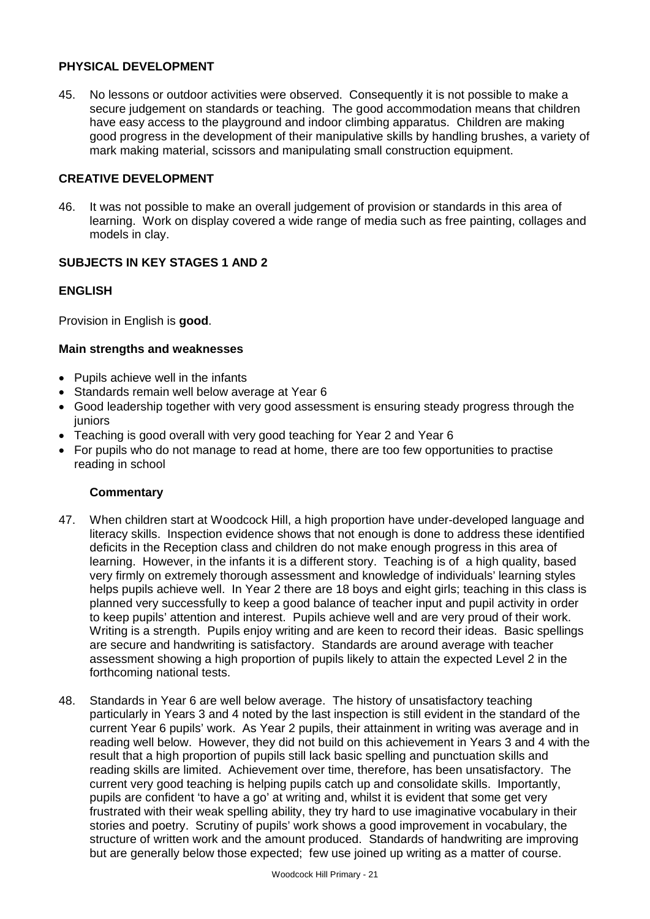## PHYSICAL DEVELOPMENT

45. No lessons or outdoor activities were observed. Consequently it is not possible to make a secure judgement on standards or teaching. The good accommodation means that children have easy access to the playground and indoor climbing apparatus. Children are making good progress in the development of their manipulative skills by handling brushes, a variety of mark making material, scissors and manipulating small construction equipment.

## CREATIVE DEVELOPMENT

46. It was not possible to make an overall judgement of provision or standards in this area of learning. Work on display covered a wide range of media such as free painting, collages and models in clay.

## SUBJECTS IN KEY STAGES 1 AND 2

## ENGLISH

Provision in English is **good**.

### Main strengths and weaknesses

- Pupils achieve well in the infants
- Standards remain well below average at Year 6
- Good leadership together with very good assessment is ensuring steady progress through the juniors
- Teaching is good overall with very good teaching for Year 2 and Year 6
- For pupils who do not manage to read at home, there are too few opportunities to practise reading in school

### Commentary

47. When children start at Woodcock Hill, a high proportion have under-developed language and literacy skills. Inspection evidence shows that not enough is done to address these identified deficits in the Reception class and children do not make enough progress in this area of learning. However, in the infants it is a different story. Teaching is of a high quality, based very firmly on extremely thorough assessment and knowledge of individuals' learning styles helps pupils achieve well. In Year 2 there are 18 boys and eight girls; teaching in this class is planned very successfully to keep a good balance of teacher input and pupil activity in order to keep pupils' attention and interest. Pupils achieve well and are very proud of their work. Writing is a strength. Pupils enjoy writing and are keen to record their ideas. Basic spellings are secure and handwriting is satisfactory. Standards are around average with teacher assessment showing a high proportion of pupils likely to attain the expected Level 2 in the forthcoming national tests.

48. Standards in Year 6 are well below average. The history of unsatisfactory teaching particularly in Years 3 and 4 noted by the last inspection is still evident in the standard of the current Year 6 pupils' work. As Year 2 pupils, their attainment in writing was average and in reading well below. However, they did not build on this achievement in Years 3 and 4 with the result that a high proportion of pupils still lack basic spelling and punctuation skills and reading skills are limited. Achievement over time, therefore, has been unsatisfactory. The current very good teaching is helping pupils catch up and consolidate skills. Importantly, pupils are confident 'to have a go' at writing and, whilst it is evident that some get very frustrated with their weak spelling ability, they try hard to use imaginative vocabulary in their stories and poetry. Scrutiny of pupils' work shows a good improvement in vocabulary, the structure of written work and the amount produced. Standards of handwriting are improving but are generally below those expected; few use joined up writing as a matter of course.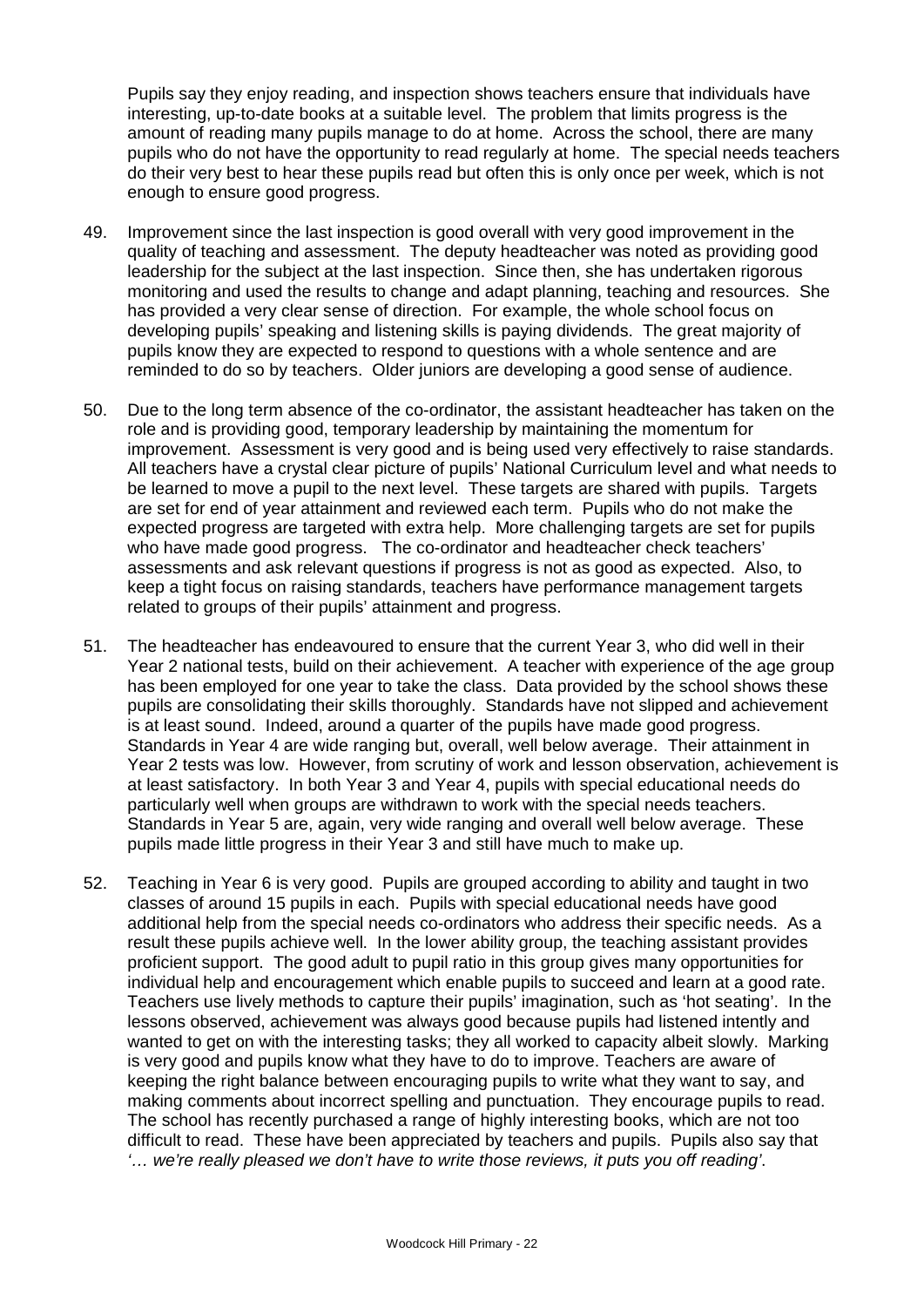Pupils say they enjoy reading, and inspection shows teachers ensure that individuals have interesting, up-to-date books at a suitable level. The problem that limits progress is the amount of reading many pupils manage to do at home. Across the school, there are many pupils who do not have the opportunity to read regularly at home. The special needs teachers do their very best to hear these pupils read but often this is only once per week, which is not enough to ensure good progress.

49. Improvement since the last inspection is good overall with very good improvement in the quality of teaching and assessment. The deputy headteacher was noted as providing good leadership for the subject at the last inspection. Since then, she has undertaken rigorous monitoring and used the results to change and adapt planning, teaching and resources. She has provided a very clear sense of direction. For example, the whole school focus on developing pupils' speaking and listening skills is paying dividends. The great majority of pupils know they are expected to respond to questions with a whole sentence and are reminded to do so by teachers. Older juniors are developing a good sense of audience.

50. Due to the long term absence of the co-ordinator, the assistant headteacher has taken on the role and is providing good, temporary leadership by maintaining the momentum for improvement. Assessment is very good and is being used very effectively to raise standards. All teachers have a crystal clear picture of pupils' National Curriculum level and what needs to be learned to move a pupil to the next level. These targets are shared with pupils. Targets are set for end of year attainment and reviewed each term. Pupils who do not make the expected progress are targeted with extra help. More challenging targets are set for pupils who have made good progress. The co-ordinator and headteacher check teachers' assessments and ask relevant questions if progress is not as good as expected. Also, to keep a tight focus on raising standards, teachers have performance management targets related to groups of their pupils' attainment and progress.

51. The headteacher has endeavoured to ensure that the current Year 3, who did well in their Year 2 national tests, build on their achievement. A teacher with experience of the age group has been employed for one year to take the class. Data provided by the school shows these pupils are consolidating their skills thoroughly. Standards have not slipped and achievement is at least sound. Indeed, around a quarter of the pupils have made good progress. Standards in Year 4 are wide ranging but, overall, well below average. Their attainment in Year 2 tests was low. However, from scrutiny of work and lesson observation, achievement is at least satisfactory. In both Year 3 and Year 4, pupils with special educational needs do particularly well when groups are withdrawn to work with the special needs teachers. Standards in Year 5 are, again, very wide ranging and overall well below average. These pupils made little progress in their Year 3 and still have much to make up.

52. Teaching in Year 6 is very good. Pupils are grouped according to ability and taught in two classes of around 15 pupils in each. Pupils with special educational needs have good additional help from the special needs co-ordinators who address their specific needs. As a result these pupils achieve well. In the lower ability group, the teaching assistant provides proficient support. The good adult to pupil ratio in this group gives many opportunities for individual help and encouragement which enable pupils to succeed and learn at a good rate. Teachers use lively methods to capture their pupils' imagination, such as 'hot seating'. In the lessons observed, achievement was always good because pupils had listened intently and wanted to get on with the interesting tasks; they all worked to capacity albeit slowly. Marking is very good and pupils know what they have to do to improve. Teachers are aware of keeping the right balance between encouraging pupils to write what they want to say, and making comments about incorrect spelling and punctuation. They encourage pupils to read. The school has recently purchased a range of highly interesting books, which are not too difficult to read. These have been appreciated by teachers and pupils. Pupils also say that *'… we're really pleased we don't have to write those reviews, it puts you off reading'*.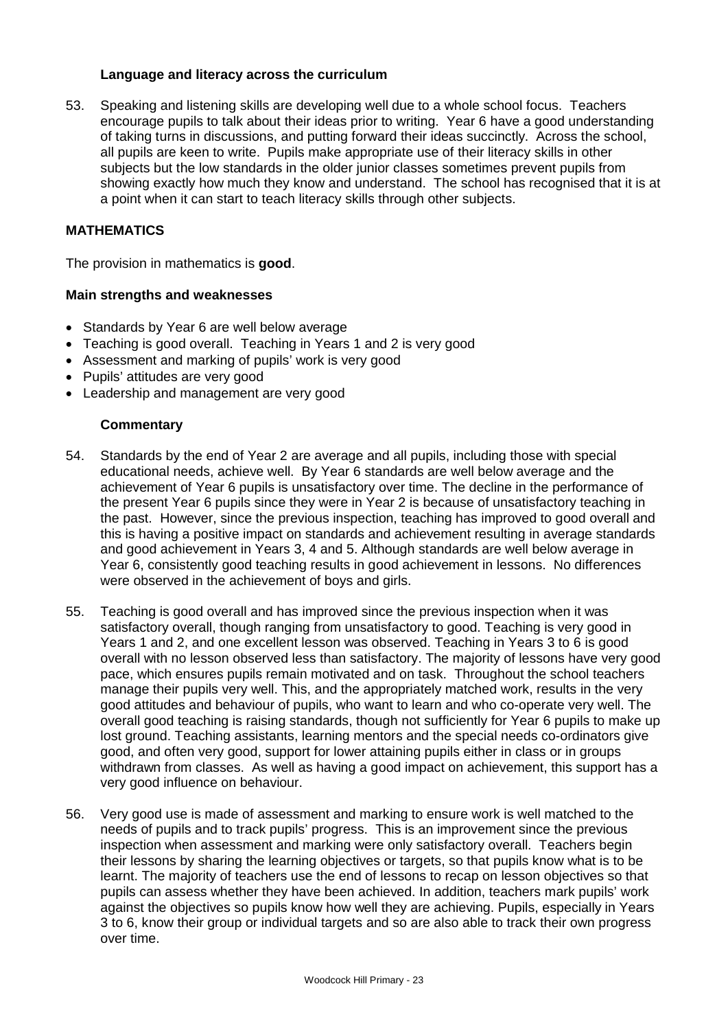### Language and literacy across the curriculum

53. Speaking and listening skills are developing well due to a whole school focus. Teachers encourage pupils to talk about their ideas prior to writing. Year 6 have a good understanding of taking turns in discussions, and putting forward their ideas succinctly. Across the school, all pupils are keen to write. Pupils make appropriate use of their literacy skills in other subjects but the low standards in the older junior classes sometimes prevent pupils from showing exactly how much they know and understand. The school has recognised that it is at a point when it can start to teach literacy skills through other subjects.

## MATHEMATICS

The provision in mathematics is **good**.

### Main strengths and weaknesses

- Standards by Year 6 are well below average
- Teaching is good overall. Teaching in Years 1 and 2 is very good
- Assessment and marking of pupils' work is very good
- Pupils' attitudes are very good
- Leadership and management are very good

### Commentary

54. Standards by the end of Year 2 are average and all pupils, including those with special educational needs, achieve well. By Year 6 standards are well below average and the achievement of Year 6 pupils is unsatisfactory over time. The decline in the performance of the present Year 6 pupils since they were in Year 2 is because of unsatisfactory teaching in the past. However, since the previous inspection, teaching has improved to good overall and this is having a positive impact on standards and achievement resulting in average standards and good achievement in Years 3, 4 and 5. Although standards are well below average in Year 6, consistently good teaching results in good achievement in lessons. No differences were observed in the achievement of boys and girls.

55. Teaching is good overall and has improved since the previous inspection when it was satisfactory overall, though ranging from unsatisfactory to good. Teaching is very good in Years 1 and 2, and one excellent lesson was observed. Teaching in Years 3 to 6 is good overall with no lesson observed less than satisfactory. The majority of lessons have very good pace, which ensures pupils remain motivated and on task. Throughout the school teachers manage their pupils very well. This, and the appropriately matched work, results in the very good attitudes and behaviour of pupils, who want to learn and who co-operate very well. The overall good teaching is raising standards, though not sufficiently for Year 6 pupils to make up lost ground. Teaching assistants, learning mentors and the special needs co-ordinators give good, and often very good, support for lower attaining pupils either in class or in groups withdrawn from classes. As well as having a good impact on achievement, this support has a very good influence on behaviour.

56. Very good use is made of assessment and marking to ensure work is well matched to the needs of pupils and to track pupils' progress. This is an improvement since the previous inspection when assessment and marking were only satisfactory overall. Teachers begin their lessons by sharing the learning objectives or targets, so that pupils know what is to be learnt. The majority of teachers use the end of lessons to recap on lesson objectives so that pupils can assess whether they have been achieved. In addition, teachers mark pupils' work against the objectives so pupils know how well they are achieving. Pupils, especially in Years 3 to 6, know their group or individual targets and so are also able to track their own progress over time.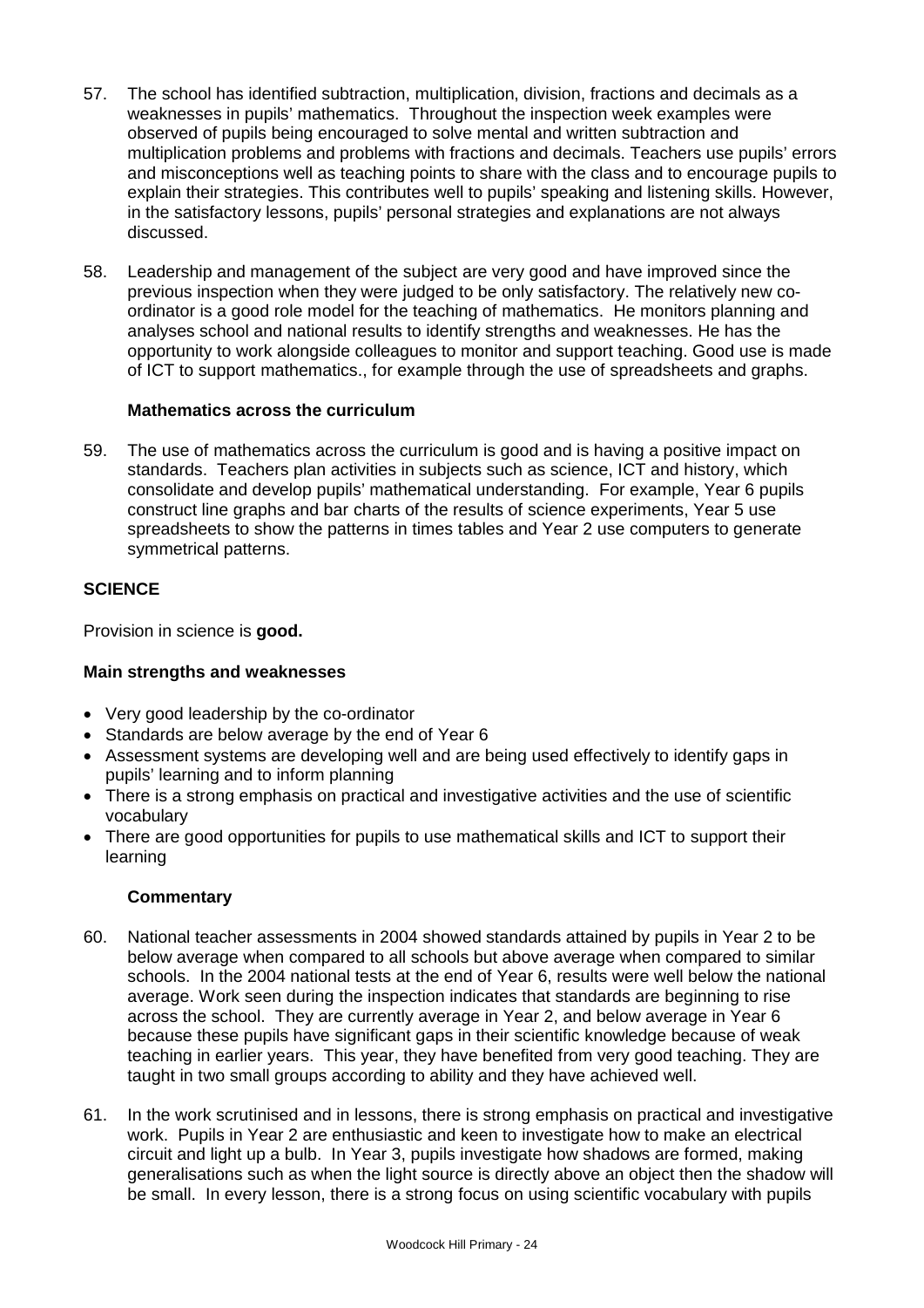57. The school has identified subtraction, multiplication, division, fractions and decimals as a weaknesses in pupils' mathematics. Throughout the inspection week examples were observed of pupils being encouraged to solve mental and written subtraction and multiplication problems and problems with fractions and decimals. Teachers use pupils' errors and misconceptions well as teaching points to share with the class and to encourage pupils to explain their strategies. This contributes well to pupils' speaking and listening skills. However, in the satisfactory lessons, pupils' personal strategies and explanations are not always discussed.

58. Leadership and management of the subject are very good and have improved since the previous inspection when they were judged to be only satisfactory. The relatively new co-ordinator is a good role model for the teaching of mathematics. He monitors planning and analyses school and national results to identify strengths and weaknesses. He has the opportunity to work alongside colleagues to monitor and support teaching. Good use is made of ICT to support mathematics., for example through the use of spreadsheets and graphs.

### Mathematics across the curriculum

59. The use of mathematics across the curriculum is good and is having a positive impact on standards. Teachers plan activities in subjects such as science, ICT and history, which consolidate and develop pupils' mathematical understanding. For example, Year 6 pupils construct line graphs and bar charts of the results of science experiments, Year 5 use spreadsheets to show the patterns in times tables and Year 2 use computers to generate symmetrical patterns.

## SCIENCE

Provision in science is **good.**

### Main strengths and weaknesses

- Very good leadership by the co-ordinator
- Standards are below average by the end of Year 6
- Assessment systems are developing well and are being used effectively to identify gaps in pupils' learning and to inform planning
- There is a strong emphasis on practical and investigative activities and the use of scientific vocabulary
- There are good opportunities for pupils to use mathematical skills and ICT to support their learning

### Commentary

60. National teacher assessments in 2004 showed standards attained by pupils in Year 2 to be below average when compared to all schools but above average when compared to similar schools. In the 2004 national tests at the end of Year 6, results were well below the national average. Work seen during the inspection indicates that standards are beginning to rise across the school. They are currently average in Year 2, and below average in Year 6 because these pupils have significant gaps in their scientific knowledge because of weak teaching in earlier years. This year, they have benefited from very good teaching. They are taught in two small groups according to ability and they have achieved well.

61. In the work scrutinised and in lessons, there is strong emphasis on practical and investigative work. Pupils in Year 2 are enthusiastic and keen to investigate how to make an electrical circuit and light up a bulb. In Year 3, pupils investigate how shadows are formed, making generalisations such as when the light source is directly above an object then the shadow will be small. In every lesson, there is a strong focus on using scientific vocabulary with pupils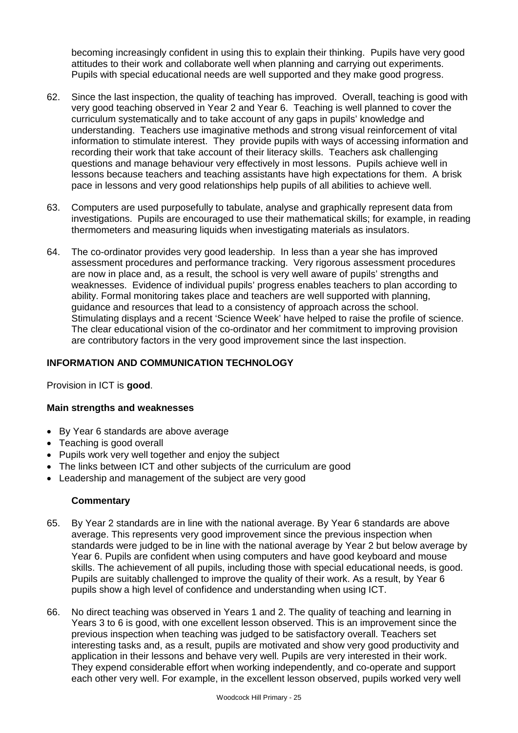becoming increasingly confident in using this to explain their thinking. Pupils have very good attitudes to their work and collaborate well when planning and carrying out experiments. Pupils with special educational needs are well supported and they make good progress.

62. Since the last inspection, the quality of teaching has improved. Overall, teaching is good with very good teaching observed in Year 2 and Year 6. Teaching is well planned to cover the curriculum systematically and to take account of any gaps in pupils' knowledge and understanding. Teachers use imaginative methods and strong visual reinforcement of vital information to stimulate interest. They provide pupils with ways of accessing information and recording their work that take account of their literacy skills. Teachers ask challenging questions and manage behaviour very effectively in most lessons. Pupils achieve well in lessons because teachers and teaching assistants have high expectations for them. A brisk pace in lessons and very good relationships help pupils of all abilities to achieve well.

63. Computers are used purposefully to tabulate, analyse and graphically represent data from investigations. Pupils are encouraged to use their mathematical skills; for example, in reading thermometers and measuring liquids when investigating materials as insulators.

64. The co-ordinator provides very good leadership. In less than a year she has improved assessment procedures and performance tracking. Very rigorous assessment procedures are now in place and, as a result, the school is very well aware of pupils' strengths and weaknesses. Evidence of individual pupils' progress enables teachers to plan according to ability. Formal monitoring takes place and teachers are well supported with planning, guidance and resources that lead to a consistency of approach across the school. Stimulating displays and a recent 'Science Week' have helped to raise the profile of science. The clear educational vision of the co-ordinator and her commitment to improving provision are contributory factors in the very good improvement since the last inspection.

## INFORMATION AND COMMUNICATION TECHNOLOGY

Provision in ICT is **good**.

### Main strengths and weaknesses

- By Year 6 standards are above average
- Teaching is good overall
- Pupils work very well together and enjoy the subject
- The links between ICT and other subjects of the curriculum are good
- Leadership and management of the subject are very good

#### Commentary

65. By Year 2 standards are in line with the national average. By Year 6 standards are above average. This represents very good improvement since the previous inspection when standards were judged to be in line with the national average by Year 2 but below average by Year 6. Pupils are confident when using computers and have good keyboard and mouse skills. The achievement of all pupils, including those with special educational needs, is good. Pupils are suitably challenged to improve the quality of their work. As a result, by Year 6 pupils show a high level of confidence and understanding when using ICT.

66. No direct teaching was observed in Years 1 and 2. The quality of teaching and learning in Years 3 to 6 is good, with one excellent lesson observed. This is an improvement since the previous inspection when teaching was judged to be satisfactory overall. Teachers set interesting tasks and, as a result, pupils are motivated and show very good productivity and application in their lessons and behave very well. Pupils are very interested in their work. They expend considerable effort when working independently, and co-operate and support each other very well. For example, in the excellent lesson observed, pupils worked very well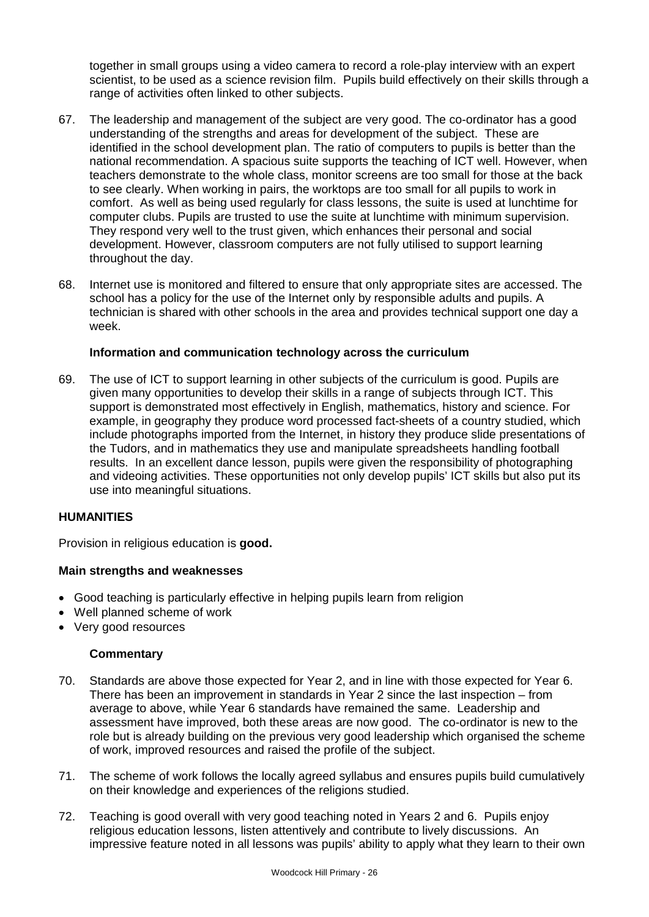together in small groups using a video camera to record a role-play interview with an expert scientist, to be used as a science revision film. Pupils build effectively on their skills through a range of activities often linked to other subjects.

67. The leadership and management of the subject are very good. The co-ordinator has a good understanding of the strengths and areas for development of the subject. These are identified in the school development plan. The ratio of computers to pupils is better than the national recommendation. A spacious suite supports the teaching of ICT well. However, when teachers demonstrate to the whole class, monitor screens are too small for those at the back to see clearly. When working in pairs, the worktops are too small for all pupils to work in comfort. As well as being used regularly for class lessons, the suite is used at lunchtime for computer clubs. Pupils are trusted to use the suite at lunchtime with minimum supervision. They respond very well to the trust given, which enhances their personal and social development. However, classroom computers are not fully utilised to support learning throughout the day.

68. Internet use is monitored and filtered to ensure that only appropriate sites are accessed. The school has a policy for the use of the Internet only by responsible adults and pupils. A technician is shared with other schools in the area and provides technical support one day a week.

### Information and communication technology across the curriculum

69. The use of ICT to support learning in other subjects of the curriculum is good. Pupils are given many opportunities to develop their skills in a range of subjects through ICT. This support is demonstrated most effectively in English, mathematics, history and science. For example, in geography they produce word processed fact-sheets of a country studied, which include photographs imported from the Internet, in history they produce slide presentations of the Tudors, and in mathematics they use and manipulate spreadsheets handling football results. In an excellent dance lesson, pupils were given the responsibility of photographing and videoing activities. These opportunities not only develop pupils' ICT skills but also put its use into meaningful situations.

## HUMANITIES

Provision in religious education is **good.**

### Main strengths and weaknesses

- Good teaching is particularly effective in helping pupils learn from religion
- Well planned scheme of work
- Very good resources

### Commentary

70. Standards are above those expected for Year 2, and in line with those expected for Year 6. There has been an improvement in standards in Year 2 since the last inspection – from average to above, while Year 6 standards have remained the same. Leadership and assessment have improved, both these areas are now good. The co-ordinator is new to the role but is already building on the previous very good leadership which organised the scheme of work, improved resources and raised the profile of the subject.

71. The scheme of work follows the locally agreed syllabus and ensures pupils build cumulatively on their knowledge and experiences of the religions studied.

72. Teaching is good overall with very good teaching noted in Years 2 and 6. Pupils enjoy religious education lessons, listen attentively and contribute to lively discussions. An impressive feature noted in all lessons was pupils' ability to apply what they learn to their own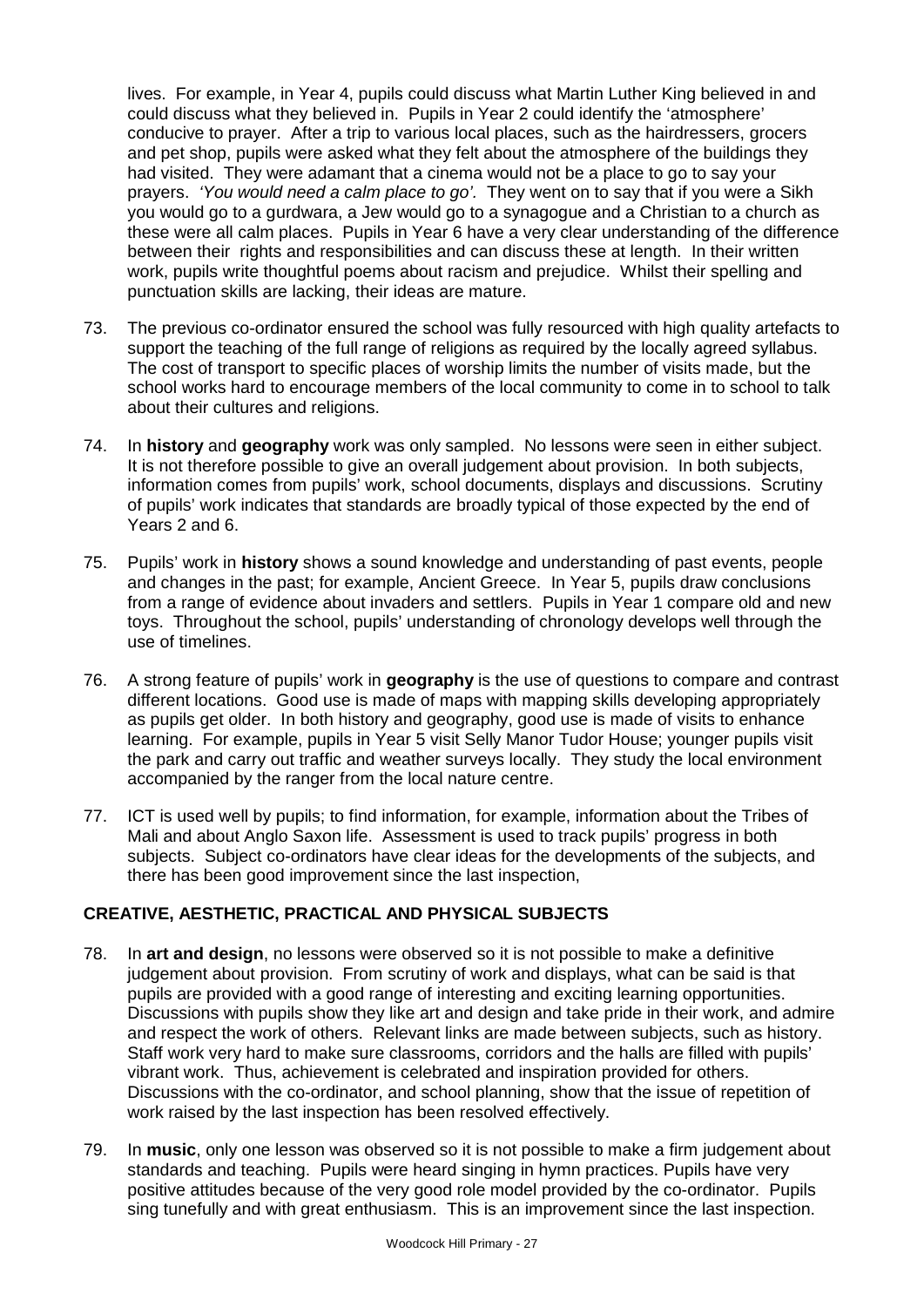lives. For example, in Year 4, pupils could discuss what Martin Luther King believed in and could discuss what they believed in. Pupils in Year 2 could identify the 'atmosphere' conducive to prayer. After a trip to various local places, such as the hairdressers, grocers and pet shop, pupils were asked what they felt about the atmosphere of the buildings they had visited. They were adamant that a cinema would not be a place to go to say your prayers. *'You would need a calm place to go'.* They went on to say that if you were a Sikh you would go to a gurdwara, a Jew would go to a synagogue and a Christian to a church as these were all calm places. Pupils in Year 6 have a very clear understanding of the difference between their rights and responsibilities and can discuss these at length. In their written work, pupils write thoughtful poems about racism and prejudice. Whilst their spelling and punctuation skills are lacking, their ideas are mature.

73. The previous co-ordinator ensured the school was fully resourced with high quality artefacts to support the teaching of the full range of religions as required by the locally agreed syllabus. The cost of transport to specific places of worship limits the number of visits made, but the school works hard to encourage members of the local community to come in to school to talk about their cultures and religions.

74. In **history** and **geography** work was only sampled. No lessons were seen in either subject. It is not therefore possible to give an overall judgement about provision. In both subjects, information comes from pupils' work, school documents, displays and discussions. Scrutiny of pupils' work indicates that standards are broadly typical of those expected by the end of Years 2 and 6.

75. Pupils' work in **history** shows a sound knowledge and understanding of past events, people and changes in the past; for example, Ancient Greece. In Year 5, pupils draw conclusions from a range of evidence about invaders and settlers. Pupils in Year 1 compare old and new toys. Throughout the school, pupils' understanding of chronology develops well through the use of timelines.

76. A strong feature of pupils' work in **geography** is the use of questions to compare and contrast different locations. Good use is made of maps with mapping skills developing appropriately as pupils get older. In both history and geography, good use is made of visits to enhance learning. For example, pupils in Year 5 visit Selly Manor Tudor House; younger pupils visit the park and carry out traffic and weather surveys locally. They study the local environment accompanied by the ranger from the local nature centre.

77. ICT is used well by pupils; to find information, for example, information about the Tribes of Mali and about Anglo Saxon life. Assessment is used to track pupils' progress in both subjects. Subject co-ordinators have clear ideas for the developments of the subjects, and there has been good improvement since the last inspection,

## CREATIVE, AESTHETIC, PRACTICAL AND PHYSICAL SUBJECTS

78. In **art and design**, no lessons were observed so it is not possible to make a definitive judgement about provision. From scrutiny of work and displays, what can be said is that pupils are provided with a good range of interesting and exciting learning opportunities. Discussions with pupils show they like art and design and take pride in their work, and admire and respect the work of others. Relevant links are made between subjects, such as history. Staff work very hard to make sure classrooms, corridors and the halls are filled with pupils' vibrant work. Thus, achievement is celebrated and inspiration provided for others. Discussions with the co-ordinator, and school planning, show that the issue of repetition of work raised by the last inspection has been resolved effectively.

79. In **music**, only one lesson was observed so it is not possible to make a firm judgement about standards and teaching. Pupils were heard singing in hymn practices. Pupils have very positive attitudes because of the very good role model provided by the co-ordinator. Pupils sing tunefully and with great enthusiasm. This is an improvement since the last inspection.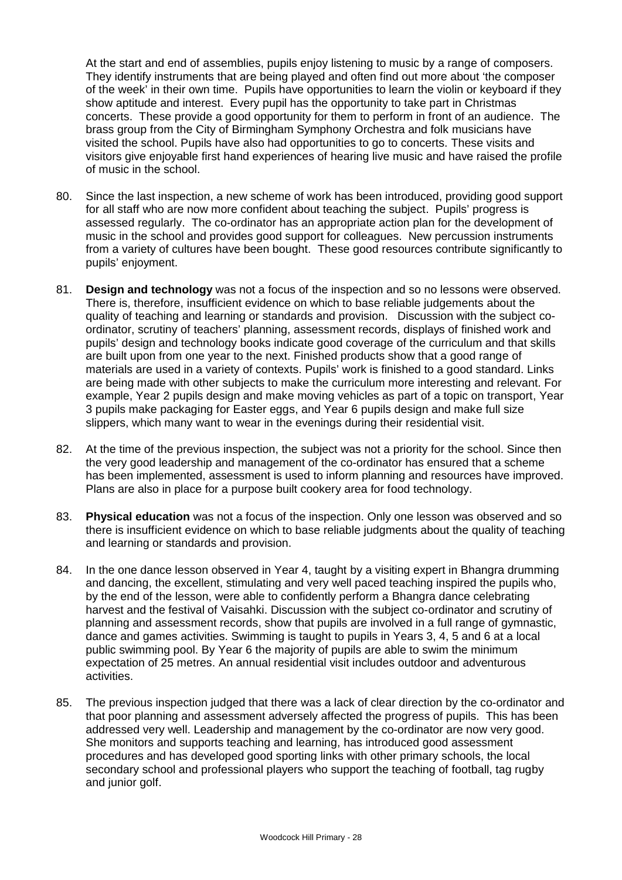At the start and end of assemblies, pupils enjoy listening to music by a range of composers. They identify instruments that are being played and often find out more about 'the composer of the week' in their own time. Pupils have opportunities to learn the violin or keyboard if they show aptitude and interest. Every pupil has the opportunity to take part in Christmas concerts. These provide a good opportunity for them to perform in front of an audience. The brass group from the City of Birmingham Symphony Orchestra and folk musicians have visited the school. Pupils have also had opportunities to go to concerts. These visits and visitors give enjoyable first hand experiences of hearing live music and have raised the profile of music in the school.

80. Since the last inspection, a new scheme of work has been introduced, providing good support for all staff who are now more confident about teaching the subject. Pupils' progress is assessed regularly. The co-ordinator has an appropriate action plan for the development of music in the school and provides good support for colleagues. New percussion instruments from a variety of cultures have been bought. These good resources contribute significantly to pupils' enjoyment.

81. **Design and technology** was not a focus of the inspection and so no lessons were observed. There is, therefore, insufficient evidence on which to base reliable judgements about the quality of teaching and learning or standards and provision. Discussion with the subject co-ordinator, scrutiny of teachers' planning, assessment records, displays of finished work and pupils' design and technology books indicate good coverage of the curriculum and that skills are built upon from one year to the next. Finished products show that a good range of materials are used in a variety of contexts. Pupils' work is finished to a good standard. Links are being made with other subjects to make the curriculum more interesting and relevant. For example, Year 2 pupils design and make moving vehicles as part of a topic on transport, Year 3 pupils make packaging for Easter eggs, and Year 6 pupils design and make full size slippers, which many want to wear in the evenings during their residential visit.

82. At the time of the previous inspection, the subject was not a priority for the school. Since then the very good leadership and management of the co-ordinator has ensured that a scheme has been implemented, assessment is used to inform planning and resources have improved. Plans are also in place for a purpose built cookery area for food technology.

83. **Physical education** was not a focus of the inspection. Only one lesson was observed and so there is insufficient evidence on which to base reliable judgments about the quality of teaching and learning or standards and provision.

84. In the one dance lesson observed in Year 4, taught by a visiting expert in Bhangra drumming and dancing, the excellent, stimulating and very well paced teaching inspired the pupils who, by the end of the lesson, were able to confidently perform a Bhangra dance celebrating harvest and the festival of Vaisahki. Discussion with the subject co-ordinator and scrutiny of planning and assessment records, show that pupils are involved in a full range of gymnastic, dance and games activities. Swimming is taught to pupils in Years 3, 4, 5 and 6 at a local public swimming pool. By Year 6 the majority of pupils are able to swim the minimum expectation of 25 metres. An annual residential visit includes outdoor and adventurous activities.

85. The previous inspection judged that there was a lack of clear direction by the co-ordinator and that poor planning and assessment adversely affected the progress of pupils. This has been addressed very well. Leadership and management by the co-ordinator are now very good. She monitors and supports teaching and learning, has introduced good assessment procedures and has developed good sporting links with other primary schools, the local secondary school and professional players who support the teaching of football, tag rugby and junior golf.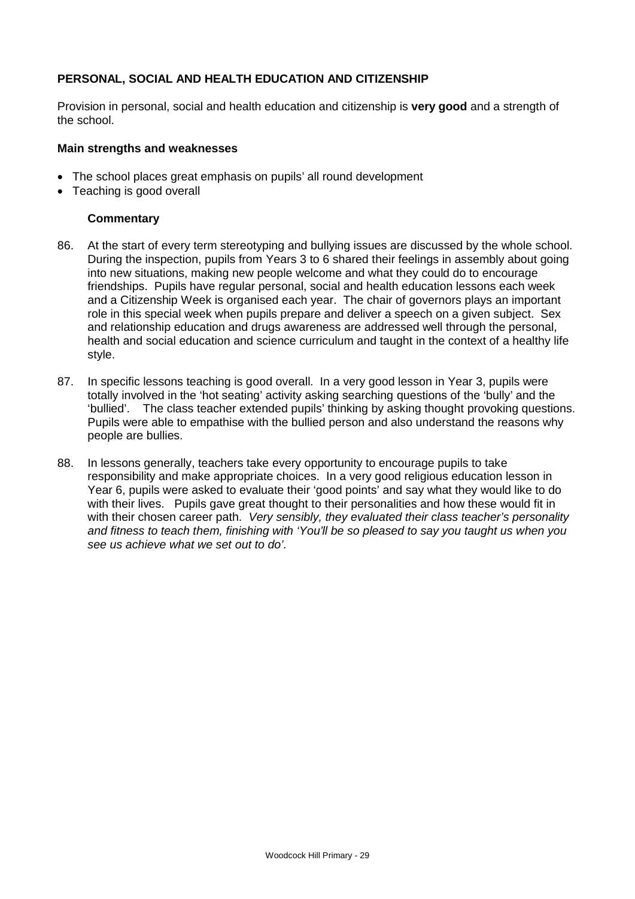**PERSONAL, SOCIAL AND HEALTH EDUCATION AND CITIZENSHIP**

Provision in personal, social and health education and citizenship is **very good** and a strength of the school.

**Main strengths and weaknesses**

- The school places great emphasis on pupils' all round development
- Teaching is good overall

**Commentary**

86. At the start of every term stereotyping and bullying issues are discussed by the whole school. During the inspection, pupils from Years 3 to 6 shared their feelings in assembly about going into new situations, making new people welcome and what they could do to encourage friendships. Pupils have regular personal, social and health education lessons each week and a Citizenship Week is organised each year. The chair of governors plays an important role in this special week when pupils prepare and deliver a speech on a given subject. Sex and relationship education and drugs awareness are addressed well through the personal, health and social education and science curriculum and taught in the context of a healthy life style.

87. In specific lessons teaching is good overall. In a very good lesson in Year 3, pupils were totally involved in the 'hot seating' activity asking searching questions of the 'bully' and the 'bullied'. The class teacher extended pupils' thinking by asking thought provoking questions. Pupils were able to empathise with the bullied person and also understand the reasons why people are bullies.

88. In lessons generally, teachers take every opportunity to encourage pupils to take responsibility and make appropriate choices. In a very good religious education lesson in Year 6, pupils were asked to evaluate their 'good points' and say what they would like to do with their lives. Pupils gave great thought to their personalities and how these would fit in with their chosen career path. *Very sensibly, they evaluated their class teacher's personality and fitness to teach them, finishing with 'You'll be so pleased to say you taught us when you see us achieve what we set out to do'.*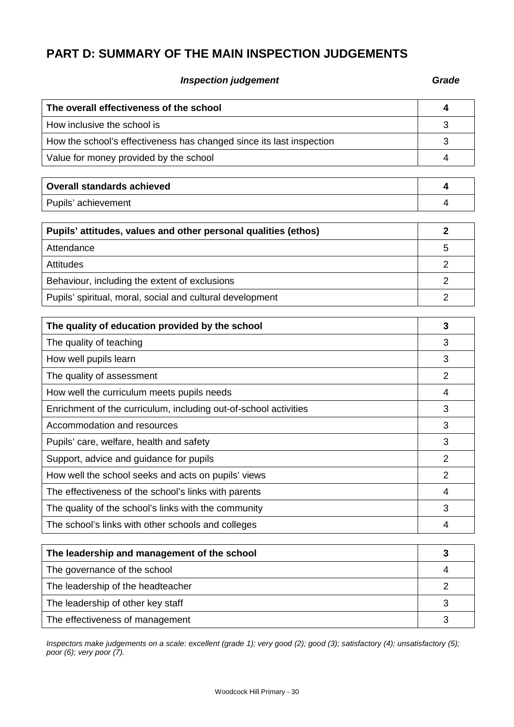# PART D: SUMMARY OF THE MAIN INSPECTION JUDGEMENTS

| *Inspection judgement* | *Grade* |
|---|---|
| **The overall effectiveness of the school** | **4** |
| How inclusive the school is | 3 |
| How the school's effectiveness has changed since its last inspection | 3 |
| Value for money provided by the school | 4 |
| **Overall standards achieved** | **4** |
| Pupils' achievement | 4 |
| **Pupils' attitudes, values and other personal qualities (ethos)** | **2** |
| Attendance | 5 |
| Attitudes | 2 |
| Behaviour, including the extent of exclusions | 2 |
| Pupils' spiritual, moral, social and cultural development | 2 |
| **The quality of education provided by the school** | **3** |
| The quality of teaching | 3 |
| How well pupils learn | 3 |
| The quality of assessment | 2 |
| How well the curriculum meets pupils needs | 4 |
| Enrichment of the curriculum, including out-of-school activities | 3 |
| Accommodation and resources | 3 |
| Pupils' care, welfare, health and safety | 3 |
| Support, advice and guidance for pupils | 2 |
| How well the school seeks and acts on pupils' views | 2 |
| The effectiveness of the school's links with parents | 4 |
| The quality of the school's links with the community | 3 |
| The school's links with other schools and colleges | 4 |
| **The leadership and management of the school** | **3** |
| The governance of the school | 4 |
| The leadership of the headteacher | 2 |
| The leadership of other key staff | 3 |
| The effectiveness of management | 3 |

*Inspectors make judgements on a scale: excellent (grade 1); very good (2); good (3); satisfactory (4); unsatisfactory (5); poor (6); very poor (7).*